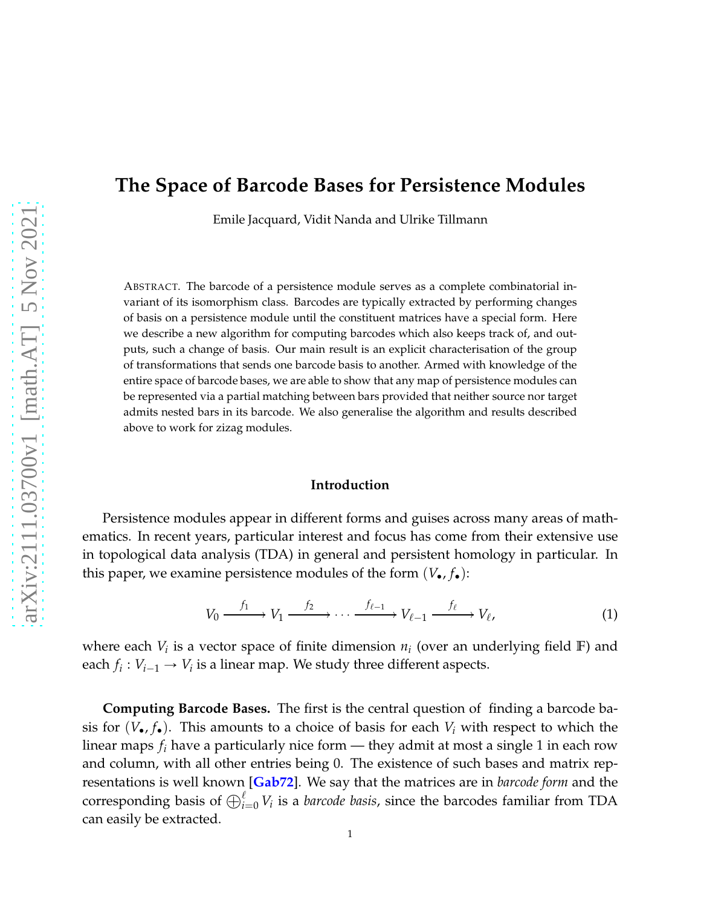# The Space of Barcode Bases for Persistence Modules

Emile Jacquard, Vidit Nanda and Ulrike Tillmann

ABSTRACT. The barcode of a persistence module serves as a complete combinatorial invariant of its isomorphism class. Barcodes are typically extracted by performing changes of basis on a persistence module until the constituent matrices have a special form. Here we describe a new algorithm for computing barcodes which also keeps track of, and outputs, such a change of basis. Our main result is an explicit characterisation of the group of transformations that sends one barcode basis to another. Armed with knowledge of the entire space of barcode bases, we are able to show that any map of persistence modules can be represented via a partial matching between bars provided that neither source nor target admits nested bars in its barcode. We also generalise the algorithm and results described above to work for zizag modules.

## Introduction

Persistence modules appear in different forms and guises across many areas of mathematics. In recent years, particular interest and focus has come from their extensive use in topological data analysis (TDA) in general and persistent homology in particular. In this paper, we examine persistence modules of the form $(V_\bullet, f_\bullet)$:

$$V_0 \xrightarrow{f_1} V_1 \xrightarrow{f_2} \cdots \xrightarrow{f_{\ell-1}} V_{\ell-1} \xrightarrow{f_\ell} V_\ell, \tag{1}$$

where each $V_i$ is a vector space of finite dimension $n_i$ (over an underlying field $\mathbb{F}$) and each $f_i : V_{i-1} \to V_i$ is a linear map. We study three different aspects.

**Computing Barcode Bases.** The first is the central question of finding a barcode basis for $(V_\bullet, f_\bullet)$. This amounts to a choice of basis for each $V_i$ with respect to which the linear maps $f_i$ have a particularly nice form — they admit at most a single 1 in each row and column, with all other entries being 0. The existence of such bases and matrix representations is well known [Gab72]. We say that the matrices are in *barcode form* and the corresponding basis of $\bigoplus_{i=0}^{\ell} V_i$ is a *barcode basis*, since the barcodes familiar from TDA can easily be extracted.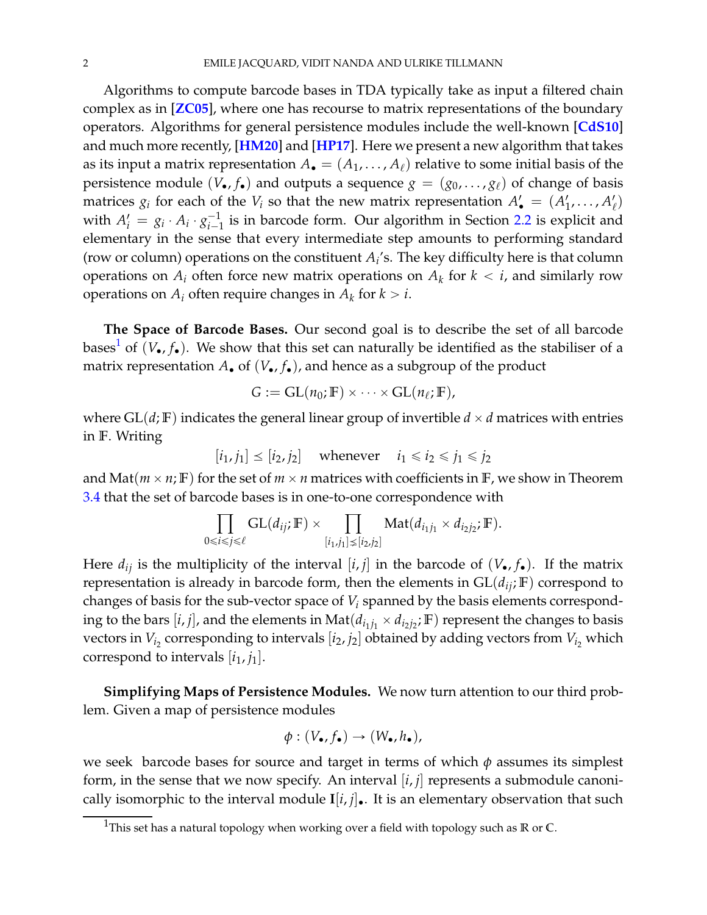Algorithms to compute barcode bases in TDA typically take as input a filtered chain complex as in [**ZC05**], where one has recourse to matrix representations of the boundary operators. Algorithms for general persistence modules include the well-known [**CdS10**] and much more recently, [**HM20**] and [**HP17**]. Here we present a new algorithm that takes as its input a matrix representation $A_\bullet = (A_1, \ldots, A_\ell)$ relative to some initial basis of the persistence module $(V_\bullet, f_\bullet)$ and outputs a sequence $g = (g_0, \ldots, g_\ell)$ of change of basis matrices $g_i$ for each of the $V_i$ so that the new matrix representation $A'_\bullet = (A'_1, \ldots, A'_\ell)$ with $A'_i = g_i \cdot A_i \cdot g_{i-1}^{-1}$ is in barcode form. Our algorithm in Section 2.2 is explicit and elementary in the sense that every intermediate step amounts to performing standard (row or column) operations on the constituent $A_i$'s. The key difficulty here is that column operations on $A_i$ often force new matrix operations on $A_k$ for $k < i$, and similarly row operations on $A_i$ often require changes in $A_k$ for $k > i$.

**The Space of Barcode Bases.** Our second goal is to describe the set of all barcode bases[1] of $(V_\bullet, f_\bullet)$. We show that this set can naturally be identified as the stabiliser of a matrix representation $A_\bullet$ of $(V_\bullet, f_\bullet)$, and hence as a subgroup of the product

$$G := \mathrm{GL}(n_0; \mathbb{F}) \times \cdots \times \mathrm{GL}(n_\ell; \mathbb{F}),$$

where $\mathrm{GL}(d; \mathbb{F})$ indicates the general linear group of invertible $d \times d$ matrices with entries in $\mathbb{F}$. Writing

$$[i_1, j_1] \preceq [i_2, j_2] \quad \text{whenever} \quad i_1 \leqslant i_2 \leqslant j_1 \leqslant j_2$$

and $\mathrm{Mat}(m \times n; \mathbb{F})$ for the set of $m \times n$ matrices with coefficients in $\mathbb{F}$, we show in Theorem 3.4 that the set of barcode bases is in one-to-one correspondence with

$$\prod_{0 \leqslant i \leqslant j \leqslant \ell} \mathrm{GL}(d_{ij}; \mathbb{F}) \times \prod_{[i_1, j_1] \preceq [i_2, j_2]} \mathrm{Mat}(d_{i_1 j_1} \times d_{i_2 j_2}; \mathbb{F}).$$

Here $d_{ij}$ is the multiplicity of the interval $[i, j]$ in the barcode of $(V_\bullet, f_\bullet)$. If the matrix representation is already in barcode form, then the elements in $\mathrm{GL}(d_{ij}; \mathbb{F})$ correspond to changes of basis for the sub-vector space of $V_i$ spanned by the basis elements corresponding to the bars $[i, j]$, and the elements in $\mathrm{Mat}(d_{i_1 j_1} \times d_{i_2 j_2}; \mathbb{F})$ represent the changes to basis vectors in $V_{i_2}$ corresponding to intervals $[i_2, j_2]$ obtained by adding vectors from $V_{i_2}$ which correspond to intervals $[i_1, j_1]$.

**Simplifying Maps of Persistence Modules.** We now turn attention to our third problem. Given a map of persistence modules

$$\phi : (V_\bullet, f_\bullet) \to (W_\bullet, h_\bullet),$$

we seek barcode bases for source and target in terms of which $\phi$ assumes its simplest form, in the sense that we now specify. An interval $[i, j]$ represents a submodule canonically isomorphic to the interval module $\mathbf{I}[i, j]_\bullet$. It is an elementary observation that such

[1] This set has a natural topology when working over a field with topology such as $\mathbb{R}$ or $\mathbb{C}$.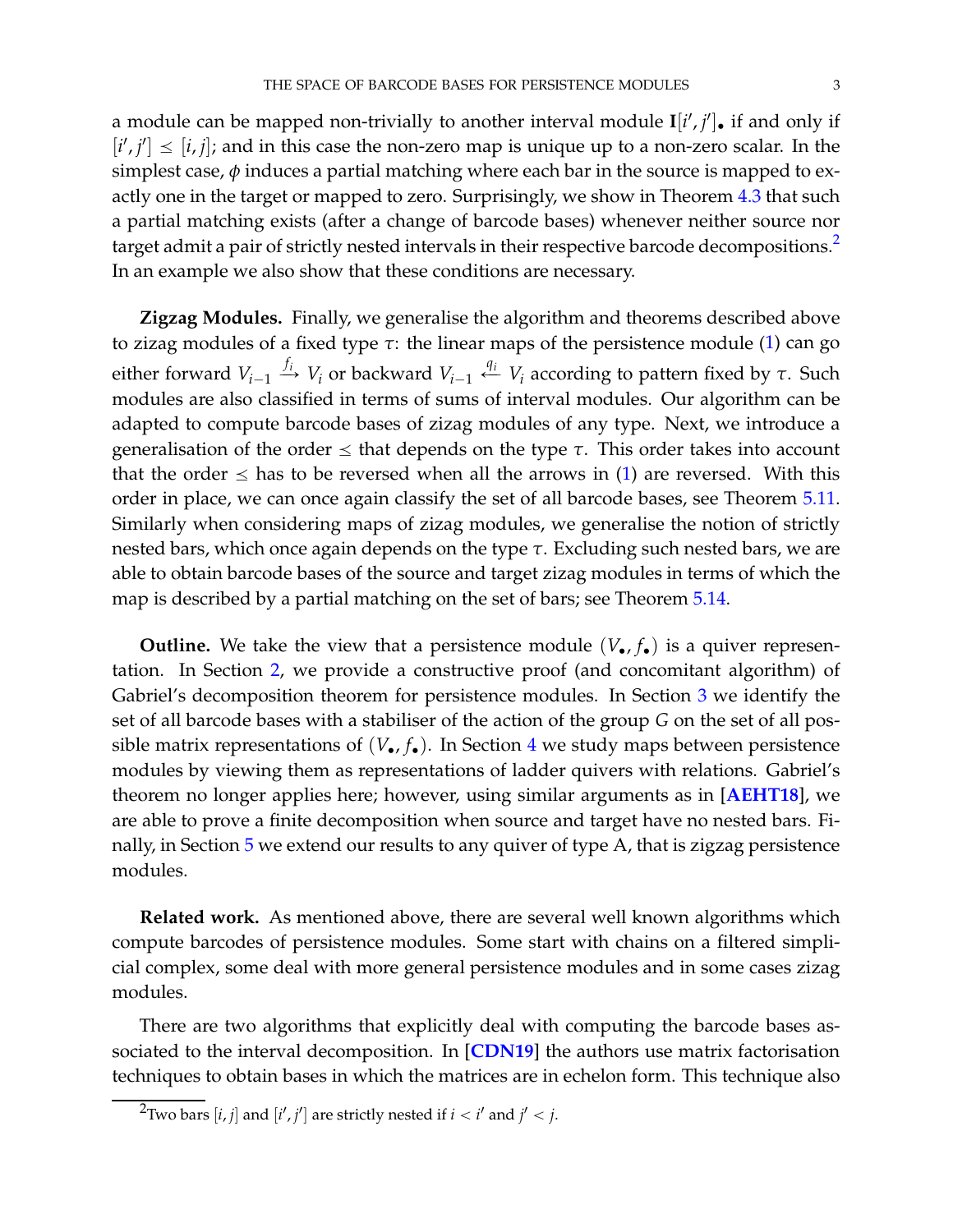a module can be mapped non-trivially to another interval module $\mathbf{I}[i', j']_\bullet$ if and only if $[i', j'] \preceq [i, j]$; and in this case the non-zero map is unique up to a non-zero scalar. In the simplest case, $\phi$ induces a partial matching where each bar in the source is mapped to exactly one in the target or mapped to zero. Surprisingly, we show in Theorem 4.3 that such a partial matching exists (after a change of barcode bases) whenever neither source nor target admit a pair of strictly nested intervals in their respective barcode decompositions.[2] In an example we also show that these conditions are necessary.

**Zigzag Modules.** Finally, we generalise the algorithm and theorems described above to zizag modules of a fixed type $\tau$: the linear maps of the persistence module (1) can go either forward $V_{i-1} \xrightarrow{f_i} V_i$ or backward $V_{i-1} \xleftarrow{q_i} V_i$ according to pattern fixed by $\tau$. Such modules are also classified in terms of sums of interval modules. Our algorithm can be adapted to compute barcode bases of zizag modules of any type. Next, we introduce a generalisation of the order $\preceq$ that depends on the type $\tau$. This order takes into account that the order $\preceq$ has to be reversed when all the arrows in (1) are reversed. With this order in place, we can once again classify the set of all barcode bases, see Theorem 5.11. Similarly when considering maps of zizag modules, we generalise the notion of strictly nested bars, which once again depends on the type $\tau$. Excluding such nested bars, we are able to obtain barcode bases of the source and target zizag modules in terms of which the map is described by a partial matching on the set of bars; see Theorem 5.14.

**Outline.** We take the view that a persistence module $(V_\bullet, f_\bullet)$ is a quiver representation. In Section 2, we provide a constructive proof (and concomitant algorithm) of Gabriel's decomposition theorem for persistence modules. In Section 3 we identify the set of all barcode bases with a stabiliser of the action of the group $G$ on the set of all possible matrix representations of $(V_\bullet, f_\bullet)$. In Section 4 we study maps between persistence modules by viewing them as representations of ladder quivers with relations. Gabriel's theorem no longer applies here; however, using similar arguments as in **[AEHT18]**, we are able to prove a finite decomposition when source and target have no nested bars. Finally, in Section 5 we extend our results to any quiver of type A, that is zigzag persistence modules.

**Related work.** As mentioned above, there are several well known algorithms which compute barcodes of persistence modules. Some start with chains on a filtered simplicial complex, some deal with more general persistence modules and in some cases zizag modules.

There are two algorithms that explicitly deal with computing the barcode bases associated to the interval decomposition. In **[CDN19]** the authors use matrix factorisation techniques to obtain bases in which the matrices are in echelon form. This technique also

[2] Two bars $[i, j]$ and $[i', j']$ are strictly nested if $i < i'$ and $j' < j$.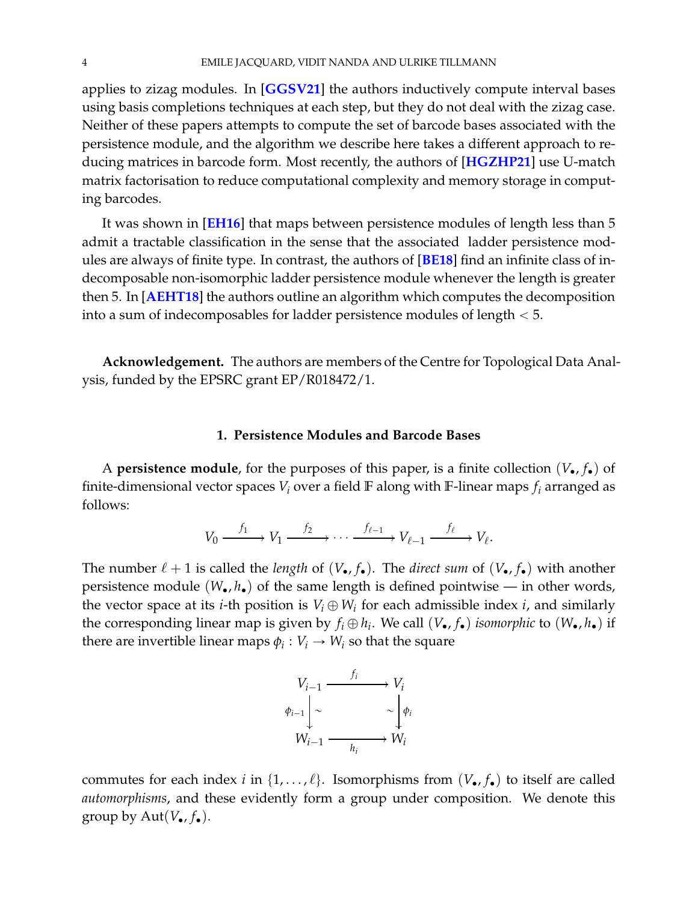applies to zizag modules. In [GGSV21] the authors inductively compute interval bases using basis completions techniques at each step, but they do not deal with the zizag case. Neither of these papers attempts to compute the set of barcode bases associated with the persistence module, and the algorithm we describe here takes a different approach to reducing matrices in barcode form. Most recently, the authors of [HGZHP21] use U-match matrix factorisation to reduce computational complexity and memory storage in computing barcodes.

It was shown in [EH16] that maps between persistence modules of length less than 5 admit a tractable classification in the sense that the associated ladder persistence modules are always of finite type. In contrast, the authors of [BE18] find an infinite class of indecomposable non-isomorphic ladder persistence module whenever the length is greater then 5. In [AEHT18] the authors outline an algorithm which computes the decomposition into a sum of indecomposables for ladder persistence modules of length $< 5$.

**Acknowledgement.** The authors are members of the Centre for Topological Data Analysis, funded by the EPSRC grant EP/R018472/1.

## 1. Persistence Modules and Barcode Bases

A **persistence module**, for the purposes of this paper, is a finite collection $(V_\bullet, f_\bullet)$ of finite-dimensional vector spaces $V_i$ over a field $\mathbb{F}$ along with $\mathbb{F}$-linear maps $f_i$ arranged as follows:

$$V_0 \xrightarrow{f_1} V_1 \xrightarrow{f_2} \cdots \xrightarrow{f_{\ell-1}} V_{\ell-1} \xrightarrow{f_\ell} V_\ell.$$

The number $\ell + 1$ is called the *length* of $(V_\bullet, f_\bullet)$. The *direct sum* of $(V_\bullet, f_\bullet)$ with another persistence module $(W_\bullet, h_\bullet)$ of the same length is defined pointwise — in other words, the vector space at its $i$-th position is $V_i \oplus W_i$ for each admissible index $i$, and similarly the corresponding linear map is given by $f_i \oplus h_i$. We call $(V_\bullet, f_\bullet)$ *isomorphic* to $(W_\bullet, h_\bullet)$ if there are invertible linear maps $\phi_i : V_i \to W_i$ so that the square

$$\begin{array}{ccc} V_{i-1} & \xrightarrow{f_i} & V_i \\ {\scriptstyle \phi_{i-1}} \downarrow \wr & & \wr \downarrow {\scriptstyle \phi_i} \\ W_{i-1} & \xrightarrow[h_i]{} & W_i \end{array}$$

commutes for each index $i$ in $\{1, \ldots, \ell\}$. Isomorphisms from $(V_\bullet, f_\bullet)$ to itself are called *automorphisms*, and these evidently form a group under composition. We denote this group by $\mathrm{Aut}(V_\bullet, f_\bullet)$.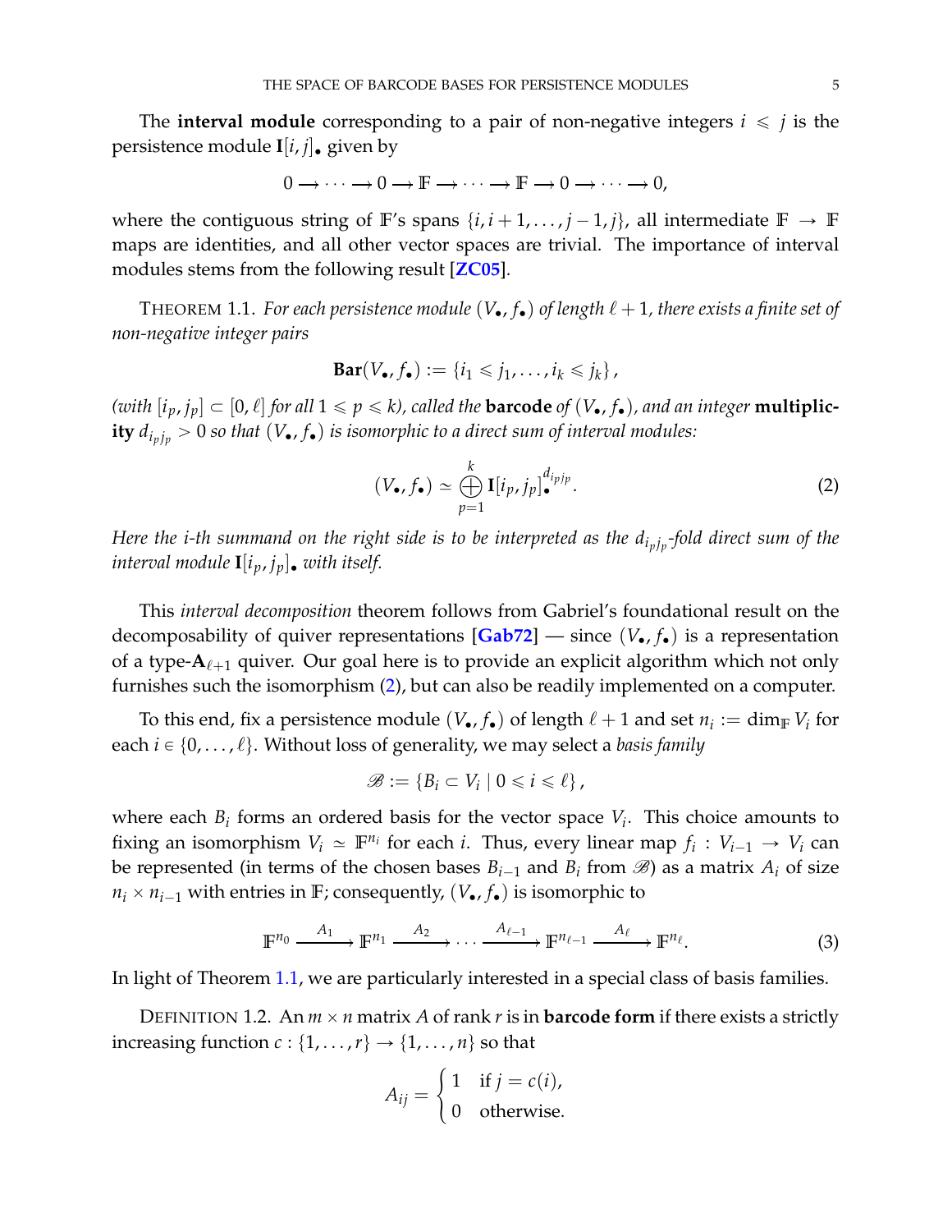The **interval module** corresponding to a pair of non-negative integers $i \leqslant j$ is the persistence module $\mathbf{I}[i,j]_\bullet$ given by

$$0 \longrightarrow \cdots \longrightarrow 0 \longrightarrow \mathbb{F} \longrightarrow \cdots \longrightarrow \mathbb{F} \longrightarrow 0 \longrightarrow \cdots \longrightarrow 0,$$

where the contiguous string of $\mathbb{F}$'s spans $\{i, i+1, \ldots, j-1, j\}$, all intermediate $\mathbb{F} \to \mathbb{F}$ maps are identities, and all other vector spaces are trivial. The importance of interval modules stems from the following result [ZC05].

THEOREM 1.1. *For each persistence module $(V_\bullet, f_\bullet)$ of length $\ell + 1$, there exists a finite set of non-negative integer pairs*

$$\mathbf{Bar}(V_\bullet, f_\bullet) := \{i_1 \leqslant j_1, \ldots, i_k \leqslant j_k\},$$

*(with $[i_p, j_p] \subset [0, \ell]$ for all $1 \leqslant p \leqslant k$), called the* **barcode** *of $(V_\bullet, f_\bullet)$, and an integer* **multiplicity** *$d_{i_p j_p} > 0$ so that $(V_\bullet, f_\bullet)$ is isomorphic to a direct sum of interval modules:*

$$(V_\bullet, f_\bullet) \simeq \bigoplus_{p=1}^{k} \mathbf{I}[i_p, j_p]_\bullet^{d_{i_p j_p}}. \tag{2}$$

*Here the $i$-th summand on the right side is to be interpreted as the $d_{i_p j_p}$-fold direct sum of the interval module $\mathbf{I}[i_p, j_p]_\bullet$ with itself.*

This *interval decomposition* theorem follows from Gabriel's foundational result on the decomposability of quiver representations [Gab72] — since $(V_\bullet, f_\bullet)$ is a representation of a type-$\mathbf{A}_{\ell+1}$ quiver. Our goal here is to provide an explicit algorithm which not only furnishes such the isomorphism (2), but can also be readily implemented on a computer.

To this end, fix a persistence module $(V_\bullet, f_\bullet)$ of length $\ell + 1$ and set $n_i := \dim_{\mathbb{F}} V_i$ for each $i \in \{0, \ldots, \ell\}$. Without loss of generality, we may select a *basis family*

$$\mathscr{B} := \{B_i \subset V_i \mid 0 \leqslant i \leqslant \ell\},$$

where each $B_i$ forms an ordered basis for the vector space $V_i$. This choice amounts to fixing an isomorphism $V_i \simeq \mathbb{F}^{n_i}$ for each $i$. Thus, every linear map $f_i : V_{i-1} \to V_i$ can be represented (in terms of the chosen bases $B_{i-1}$ and $B_i$ from $\mathscr{B}$) as a matrix $A_i$ of size $n_i \times n_{i-1}$ with entries in $\mathbb{F}$; consequently, $(V_\bullet, f_\bullet)$ is isomorphic to

$$\mathbb{F}^{n_0} \xrightarrow{\ A_1\ } \mathbb{F}^{n_1} \xrightarrow{\ A_2\ } \cdots \xrightarrow{\ A_{\ell-1}\ } \mathbb{F}^{n_{\ell-1}} \xrightarrow{\ A_\ell\ } \mathbb{F}^{n_\ell}. \tag{3}$$

In light of Theorem 1.1, we are particularly interested in a special class of basis families.

DEFINITION 1.2. An $m \times n$ matrix $A$ of rank $r$ is in **barcode form** if there exists a strictly increasing function $c : \{1, \ldots, r\} \to \{1, \ldots, n\}$ so that

$$A_{ij} = \begin{cases} 1 & \text{if } j = c(i), \\ 0 & \text{otherwise.} \end{cases}$$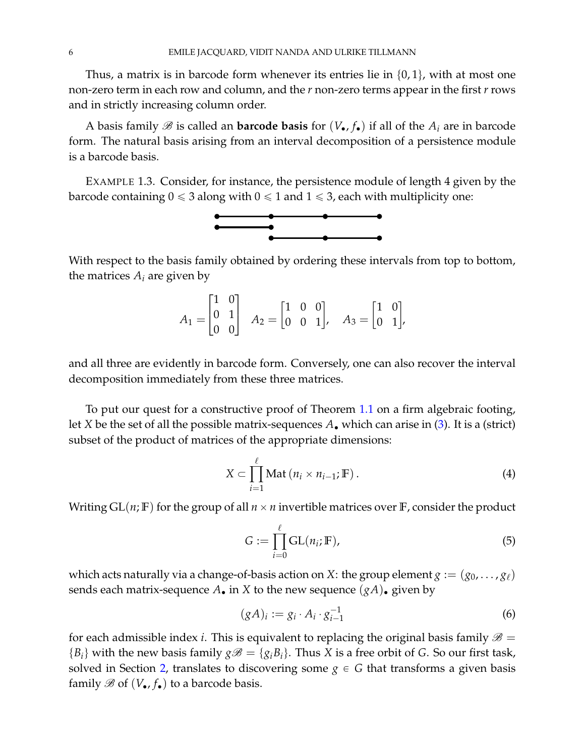Thus, a matrix is in barcode form whenever its entries lie in $\{0, 1\}$, with at most one non-zero term in each row and column, and the $r$ non-zero terms appear in the first $r$ rows and in strictly increasing column order.

A basis family $\mathscr{B}$ is called an **barcode basis** for $(V_\bullet, f_\bullet)$ if all of the $A_i$ are in barcode form. The natural basis arising from an interval decomposition of a persistence module is a barcode basis.

EXAMPLE 1.3. Consider, for instance, the persistence module of length 4 given by the barcode containing $0 \leqslant 3$ along with $0 \leqslant 1$ and $1 \leqslant 3$, each with multiplicity one:

With respect to the basis family obtained by ordering these intervals from top to bottom, the matrices $A_i$ are given by

$$A_1 = \begin{bmatrix} 1 & 0 \\ 0 & 1 \\ 0 & 0 \end{bmatrix} \quad A_2 = \begin{bmatrix} 1 & 0 & 0 \\ 0 & 0 & 1 \end{bmatrix}, \quad A_3 = \begin{bmatrix} 1 & 0 \\ 0 & 1 \end{bmatrix},$$

and all three are evidently in barcode form. Conversely, one can also recover the interval decomposition immediately from these three matrices.

To put our quest for a constructive proof of Theorem 1.1 on a firm algebraic footing, let $X$ be the set of all the possible matrix-sequences $A_\bullet$ which can arise in (3). It is a (strict) subset of the product of matrices of the appropriate dimensions:

$$X \subset \prod_{i=1}^{\ell} \mathrm{Mat}\left(n_i \times n_{i-1}; \mathbb{F}\right). \tag{4}$$

Writing $\mathrm{GL}(n; \mathbb{F})$ for the group of all $n \times n$ invertible matrices over $\mathbb{F}$, consider the product

$$G := \prod_{i=0}^{\ell} \mathrm{GL}(n_i; \mathbb{F}), \tag{5}$$

which acts naturally via a change-of-basis action on $X$: the group element $g := (g_0, \ldots, g_\ell)$ sends each matrix-sequence $A_\bullet$ in $X$ to the new sequence $(gA)_\bullet$ given by

$$(gA)_i := g_i \cdot A_i \cdot g_{i-1}^{-1} \tag{6}$$

for each admissible index $i$. This is equivalent to replacing the original basis family $\mathscr{B} = \{B_i\}$ with the new basis family $g\mathscr{B} = \{g_i B_i\}$. Thus $X$ is a free orbit of $G$. So our first task, solved in Section 2, translates to discovering some $g \in G$ that transforms a given basis family $\mathscr{B}$ of $(V_\bullet, f_\bullet)$ to a barcode basis.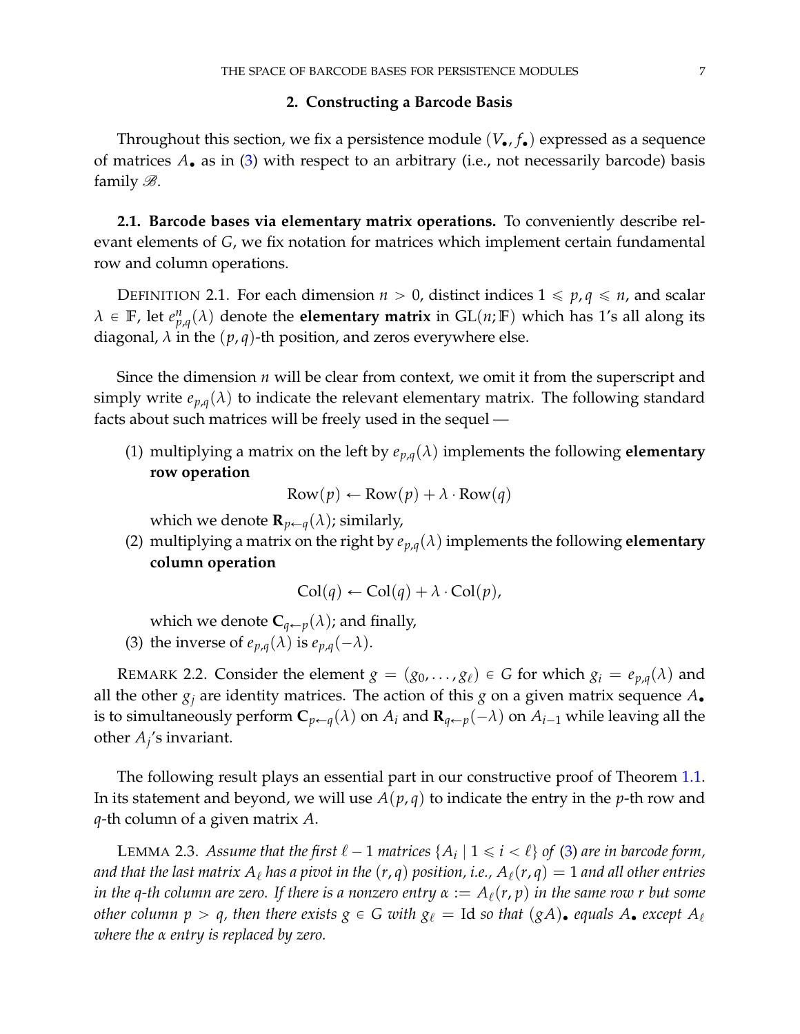## 2. Constructing a Barcode Basis

Throughout this section, we fix a persistence module $(V_\bullet, f_\bullet)$ expressed as a sequence of matrices $A_\bullet$ as in (3) with respect to an arbitrary (i.e., not necessarily barcode) basis family $\mathscr{B}$.

**2.1. Barcode bases via elementary matrix operations.** To conveniently describe relevant elements of $G$, we fix notation for matrices which implement certain fundamental row and column operations.

Definition 2.1. For each dimension $n > 0$, distinct indices $1 \leqslant p, q \leqslant n$, and scalar $\lambda \in \mathbb{F}$, let $e^n_{p,q}(\lambda)$ denote the **elementary matrix** in $\mathrm{GL}(n; \mathbb{F})$ which has 1's all along its diagonal, $\lambda$ in the $(p, q)$-th position, and zeros everywhere else.

Since the dimension $n$ will be clear from context, we omit it from the superscript and simply write $e_{p,q}(\lambda)$ to indicate the relevant elementary matrix. The following standard facts about such matrices will be freely used in the sequel —

(1) multiplying a matrix on the left by $e_{p,q}(\lambda)$ implements the following **elementary row operation**

$$\mathrm{Row}(p) \leftarrow \mathrm{Row}(p) + \lambda \cdot \mathrm{Row}(q)$$

which we denote $\mathbf{R}_{p \leftarrow q}(\lambda)$; similarly,

(2) multiplying a matrix on the right by $e_{p,q}(\lambda)$ implements the following **elementary column operation**

$$\mathrm{Col}(q) \leftarrow \mathrm{Col}(q) + \lambda \cdot \mathrm{Col}(p),$$

which we denote $\mathbf{C}_{q \leftarrow p}(\lambda)$; and finally,

(3) the inverse of $e_{p,q}(\lambda)$ is $e_{p,q}(-\lambda)$.

Remark 2.2. Consider the element $g = (g_0, \ldots, g_\ell) \in G$ for which $g_i = e_{p,q}(\lambda)$ and all the other $g_j$ are identity matrices. The action of this $g$ on a given matrix sequence $A_\bullet$ is to simultaneously perform $\mathbf{C}_{p \leftarrow q}(\lambda)$ on $A_i$ and $\mathbf{R}_{q \leftarrow p}(-\lambda)$ on $A_{i-1}$ while leaving all the other $A_j$'s invariant.

The following result plays an essential part in our constructive proof of Theorem 1.1. In its statement and beyond, we will use $A(p, q)$ to indicate the entry in the $p$-th row and $q$-th column of a given matrix $A$.

Lemma 2.3. *Assume that the first $\ell - 1$ matrices $\{A_i \mid 1 \leqslant i < \ell\}$ of (3) are in barcode form, and that the last matrix $A_\ell$ has a pivot in the $(r, q)$ position, i.e., $A_\ell(r, q) = 1$ and all other entries in the $q$-th column are zero. If there is a nonzero entry $\alpha := A_\ell(r, p)$ in the same row $r$ but some other column $p > q$, then there exists $g \in G$ with $g_\ell = \mathrm{Id}$ so that $(gA)_\bullet$ equals $A_\bullet$ except $A_\ell$ where the $\alpha$ entry is replaced by zero.*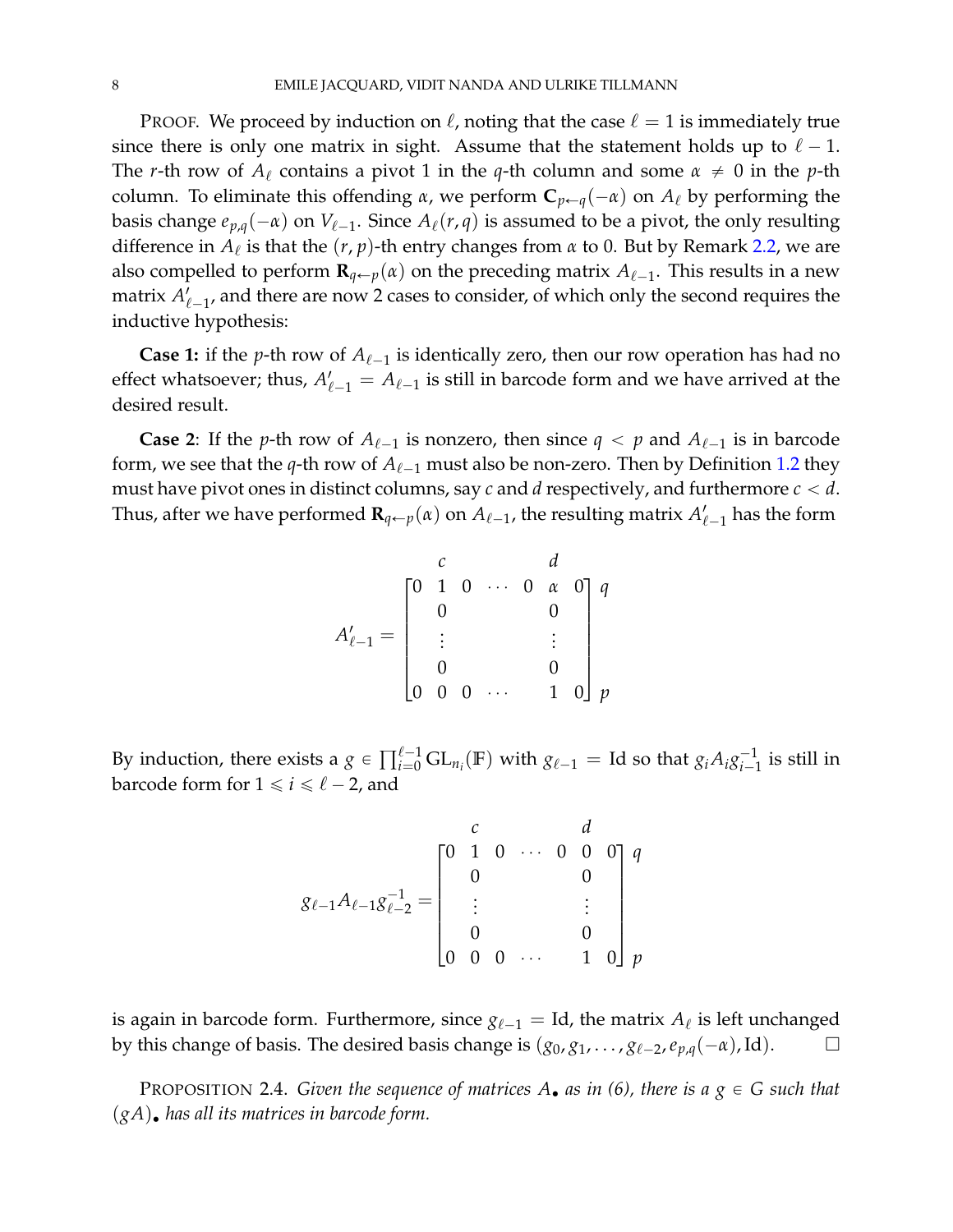PROOF. We proceed by induction on $\ell$, noting that the case $\ell = 1$ is immediately true since there is only one matrix in sight. Assume that the statement holds up to $\ell - 1$. The $r$-th row of $A_\ell$ contains a pivot 1 in the $q$-th column and some $\alpha \neq 0$ in the $p$-th column. To eliminate this offending $\alpha$, we perform $\mathbf{C}_{p \leftarrow q}(-\alpha)$ on $A_\ell$ by performing the basis change $e_{p,q}(-\alpha)$ on $V_{\ell-1}$. Since $A_\ell(r, q)$ is assumed to be a pivot, the only resulting difference in $A_\ell$ is that the $(r, p)$-th entry changes from $\alpha$ to 0. But by Remark 2.2, we are also compelled to perform $\mathbf{R}_{q \leftarrow p}(\alpha)$ on the preceding matrix $A_{\ell-1}$. This results in a new matrix $A'_{\ell-1}$, and there are now 2 cases to consider, of which only the second requires the inductive hypothesis:

**Case 1:** if the $p$-th row of $A_{\ell-1}$ is identically zero, then our row operation has had no effect whatsoever; thus, $A'_{\ell-1} = A_{\ell-1}$ is still in barcode form and we have arrived at the desired result.

**Case 2**: If the $p$-th row of $A_{\ell-1}$ is nonzero, then since $q < p$ and $A_{\ell-1}$ is in barcode form, we see that the $q$-th row of $A_{\ell-1}$ must also be non-zero. Then by Definition 1.2 they must have pivot ones in distinct columns, say $c$ and $d$ respectively, and furthermore $c < d$. Thus, after we have performed $\mathbf{R}_{q \leftarrow p}(\alpha)$ on $A_{\ell-1}$, the resulting matrix $A'_{\ell-1}$ has the form

$$A'_{\ell-1} = \begin{array}{c} \\ \left[\begin{array}{ccccccc} 0 & 1 & 0 & \cdots & 0 & \alpha & 0 \\ & 0 & & & & 0 & \\ & \vdots & & & & \vdots & \\ & 0 & & & & 0 & \\ 0 & 0 & 0 & \cdots & & 1 & 0 \end{array}\right] \end{array} \begin{array}{l} q \\ \\ \\ \\ p \end{array}$$

(with the second column labelled $c$ and the sixth column labelled $d$.)

By induction, there exists a $g \in \prod_{i=0}^{\ell-1} \mathrm{GL}_{n_i}(\mathbb{F})$ with $g_{\ell-1} = \mathrm{Id}$ so that $g_i A_i g_{i-1}^{-1}$ is still in barcode form for $1 \leqslant i \leqslant \ell - 2$, and

$$g_{\ell-1} A_{\ell-1} g_{\ell-2}^{-1} = \left[\begin{array}{ccccccc} 0 & 1 & 0 & \cdots & 0 & 0 & 0 \\ & 0 & & & & 0 & \\ & \vdots & & & & \vdots & \\ & 0 & & & & 0 & \\ 0 & 0 & 0 & \cdots & & 1 & 0 \end{array}\right] \begin{array}{l} q \\ \\ \\ \\ p \end{array}$$

(with the second column labelled $c$ and the sixth column labelled $d$.)

is again in barcode form. Furthermore, since $g_{\ell-1} = \mathrm{Id}$, the matrix $A_\ell$ is left unchanged by this change of basis. The desired basis change is $(g_0, g_1, \ldots, g_{\ell-2}, e_{p,q}(-\alpha), \mathrm{Id})$. $\square$

PROPOSITION 2.4. *Given the sequence of matrices $A_\bullet$ as in (6), there is a $g \in G$ such that $(gA)_\bullet$ has all its matrices in barcode form.*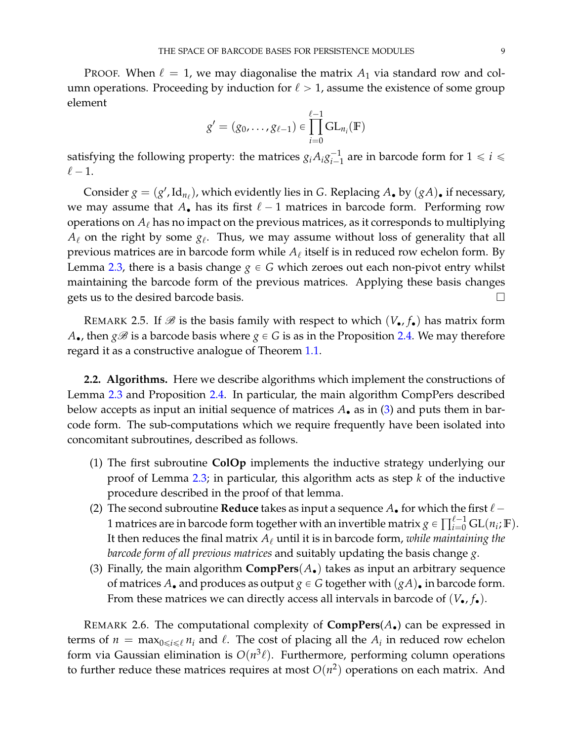PROOF. When $\ell = 1$, we may diagonalise the matrix $A_1$ via standard row and column operations. Proceeding by induction for $\ell > 1$, assume the existence of some group element

$$g' = (g_0, \ldots, g_{\ell-1}) \in \prod_{i=0}^{\ell-1} \mathrm{GL}_{n_i}(\mathbb{F})$$

satisfying the following property: the matrices $g_i A_i g_{i-1}^{-1}$ are in barcode form for $1 \leqslant i \leqslant \ell - 1$.

Consider $g = (g', \mathrm{Id}_{n_\ell})$, which evidently lies in $G$. Replacing $A_\bullet$ by $(gA)_\bullet$ if necessary, we may assume that $A_\bullet$ has its first $\ell - 1$ matrices in barcode form. Performing row operations on $A_\ell$ has no impact on the previous matrices, as it corresponds to multiplying $A_\ell$ on the right by some $g_\ell$. Thus, we may assume without loss of generality that all previous matrices are in barcode form while $A_\ell$ itself is in reduced row echelon form. By Lemma 2.3, there is a basis change $g \in G$ which zeroes out each non-pivot entry whilst maintaining the barcode form of the previous matrices. Applying these basis changes gets us to the desired barcode basis. □

REMARK 2.5. If $\mathscr{B}$ is the basis family with respect to which $(V_\bullet, f_\bullet)$ has matrix form $A_\bullet$, then $g\mathscr{B}$ is a barcode basis where $g \in G$ is as in the Proposition 2.4. We may therefore regard it as a constructive analogue of Theorem 1.1.

**2.2. Algorithms.** Here we describe algorithms which implement the constructions of Lemma 2.3 and Proposition 2.4. In particular, the main algorithm CompPers described below accepts as input an initial sequence of matrices $A_\bullet$ as in (3) and puts them in barcode form. The sub-computations which we require frequently have been isolated into concomitant subroutines, described as follows.

1. The first subroutine **ColOp** implements the inductive strategy underlying our proof of Lemma 2.3; in particular, this algorithm acts as step $k$ of the inductive procedure described in the proof of that lemma.
2. The second subroutine **Reduce** takes as input a sequence $A_\bullet$ for which the first $\ell - 1$ matrices are in barcode form together with an invertible matrix $g \in \prod_{i=0}^{\ell-1} \mathrm{GL}(n_i; \mathbb{F})$. It then reduces the final matrix $A_\ell$ until it is in barcode form, *while maintaining the barcode form of all previous matrices* and suitably updating the basis change $g$.
3. Finally, the main algorithm **CompPers**($A_\bullet$) takes as input an arbitrary sequence of matrices $A_\bullet$ and produces as output $g \in G$ together with $(gA)_\bullet$ in barcode form. From these matrices we can directly access all intervals in barcode of $(V_\bullet, f_\bullet)$.

REMARK 2.6. The computational complexity of **CompPers**($A_\bullet$) can be expressed in terms of $n = \max_{0 \leqslant i \leqslant \ell} n_i$ and $\ell$. The cost of placing all the $A_i$ in reduced row echelon form via Gaussian elimination is $O(n^3 \ell)$. Furthermore, performing column operations to further reduce these matrices requires at most $O(n^2)$ operations on each matrix. And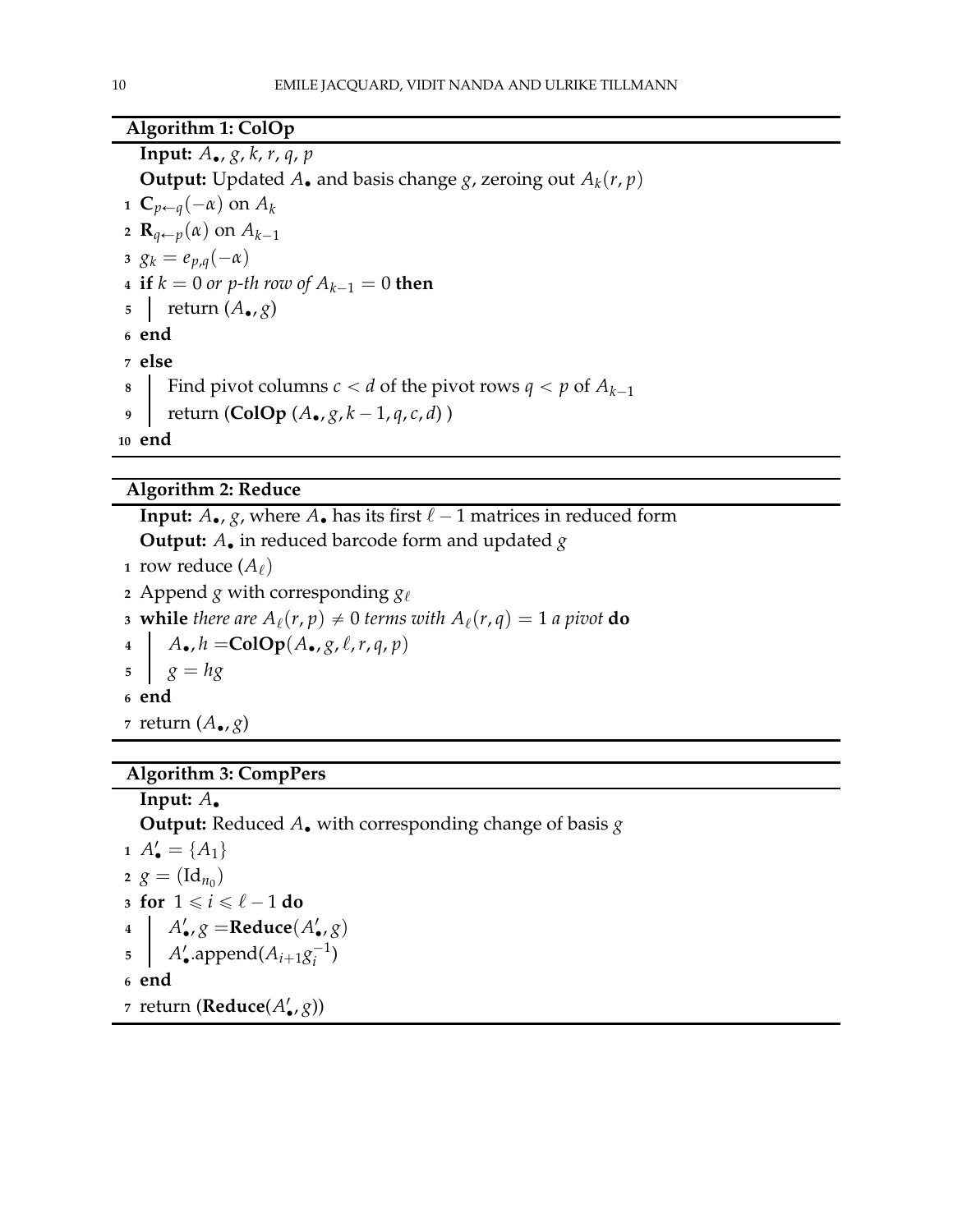**Algorithm 1: ColOp**

```
Input: A•, g, k, r, q, p
Output: Updated A• and basis change g, zeroing out A_k(r, p)
1  C_{p←q}(−α) on A_k
2  R_{q←p}(α) on A_{k−1}
3  g_k = e_{p,q}(−α)
4  if k = 0 or p-th row of A_{k−1} = 0 then
5  |   return (A•, g)
6  end
7  else
8  |   Find pivot columns c < d of the pivot rows q < p of A_{k−1}
9  |   return (ColOp (A•, g, k − 1, q, c, d) )
10 end
```

**Algorithm 2: Reduce**

```
Input: A•, g, where A• has its first ℓ − 1 matrices in reduced form
Output: A• in reduced barcode form and updated g
1  row reduce (A_ℓ)
2  Append g with corresponding g_ℓ
3  while there are A_ℓ(r, p) ≠ 0 terms with A_ℓ(r, q) = 1 a pivot do
4  |   A•, h = ColOp(A•, g, ℓ, r, q, p)
5  |   g = hg
6  end
7  return (A•, g)
```

**Algorithm 3: CompPers**

```
Input: A•
Output: Reduced A• with corresponding change of basis g
1  A'• = {A_1}
2  g = (Id_{n_0})
3  for 1 ⩽ i ⩽ ℓ − 1 do
4  |   A'•, g = Reduce(A'•, g)
5  |   A'•.append(A_{i+1} g_i^{−1})
6  end
7  return (Reduce(A'•, g))
```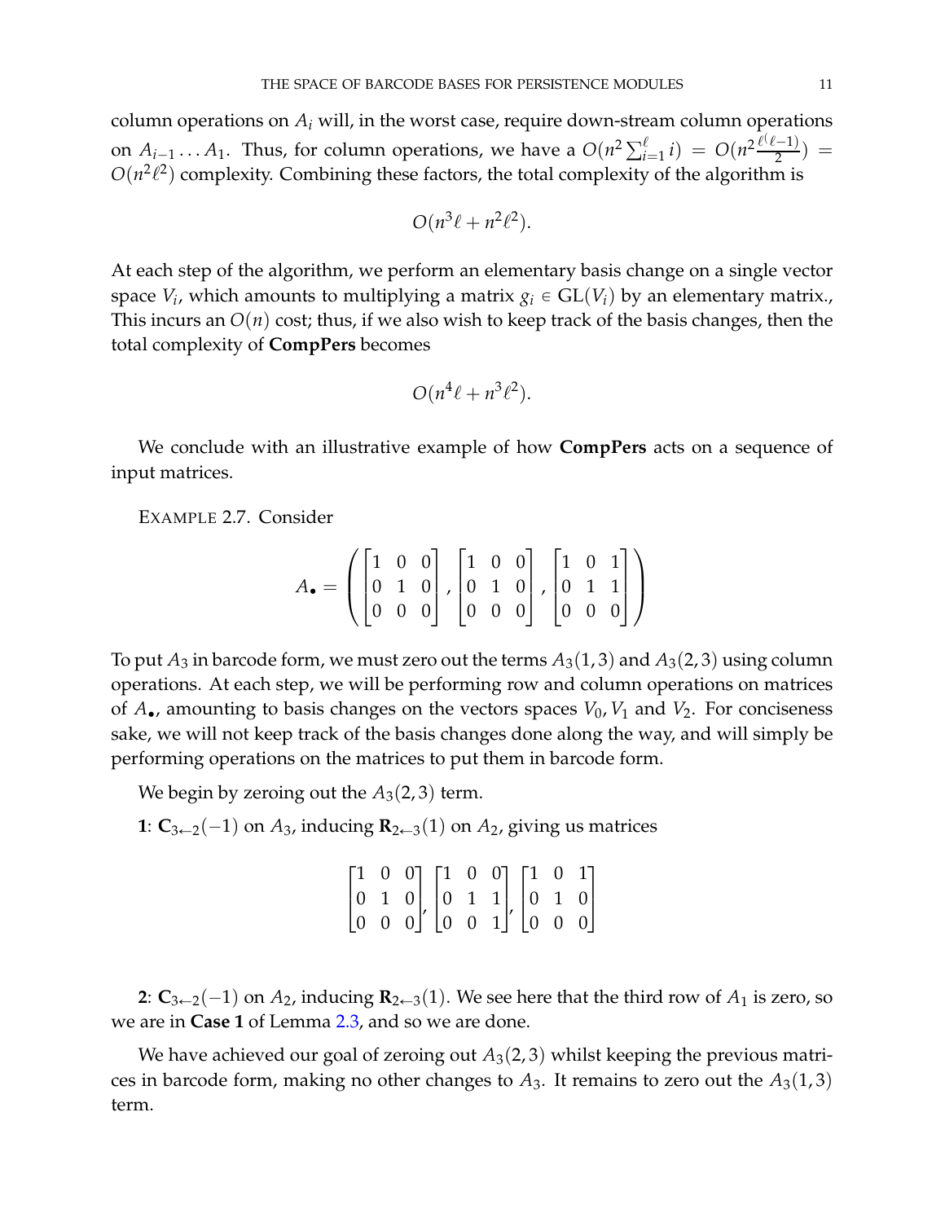column operations on $A_i$ will, in the worst case, require down-stream column operations on $A_{i-1} \dots A_1$. Thus, for column operations, we have a $O(n^2 \sum_{i=1}^{\ell} i) = O(n^2 \frac{\ell(\ell-1)}{2}) = O(n^2\ell^2)$ complexity. Combining these factors, the total complexity of the algorithm is

$$O(n^3\ell + n^2\ell^2).$$

At each step of the algorithm, we perform an elementary basis change on a single vector space $V_i$, which amounts to multiplying a matrix $g_i \in \mathrm{GL}(V_i)$ by an elementary matrix., This incurs an $O(n)$ cost; thus, if we also wish to keep track of the basis changes, then the total complexity of **CompPers** becomes

$$O(n^4\ell + n^3\ell^2).$$

We conclude with an illustrative example of how **CompPers** acts on a sequence of input matrices.

EXAMPLE 2.7. Consider

$$A_\bullet = \left( \begin{bmatrix} 1 & 0 & 0 \\ 0 & 1 & 0 \\ 0 & 0 & 0 \end{bmatrix}, \begin{bmatrix} 1 & 0 & 0 \\ 0 & 1 & 0 \\ 0 & 0 & 0 \end{bmatrix}, \begin{bmatrix} 1 & 0 & 1 \\ 0 & 1 & 1 \\ 0 & 0 & 0 \end{bmatrix} \right)$$

To put $A_3$ in barcode form, we must zero out the terms $A_3(1,3)$ and $A_3(2,3)$ using column operations. At each step, we will be performing row and column operations on matrices of $A_\bullet$, amounting to basis changes on the vectors spaces $V_0, V_1$ and $V_2$. For conciseness sake, we will not keep track of the basis changes done along the way, and will simply be performing operations on the matrices to put them in barcode form.

We begin by zeroing out the $A_3(2,3)$ term.

**1**: $\mathbf{C}_{3\leftarrow 2}(-1)$ on $A_3$, inducing $\mathbf{R}_{2\leftarrow 3}(1)$ on $A_2$, giving us matrices

$$\begin{bmatrix} 1 & 0 & 0 \\ 0 & 1 & 0 \\ 0 & 0 & 0 \end{bmatrix}, \begin{bmatrix} 1 & 0 & 0 \\ 0 & 1 & 1 \\ 0 & 0 & 1 \end{bmatrix}, \begin{bmatrix} 1 & 0 & 1 \\ 0 & 1 & 0 \\ 0 & 0 & 0 \end{bmatrix}$$

**2**: $\mathbf{C}_{3\leftarrow 2}(-1)$ on $A_2$, inducing $\mathbf{R}_{2\leftarrow 3}(1)$. We see here that the third row of $A_1$ is zero, so we are in **Case 1** of Lemma 2.3, and so we are done.

We have achieved our goal of zeroing out $A_3(2,3)$ whilst keeping the previous matrices in barcode form, making no other changes to $A_3$. It remains to zero out the $A_3(1,3)$ term.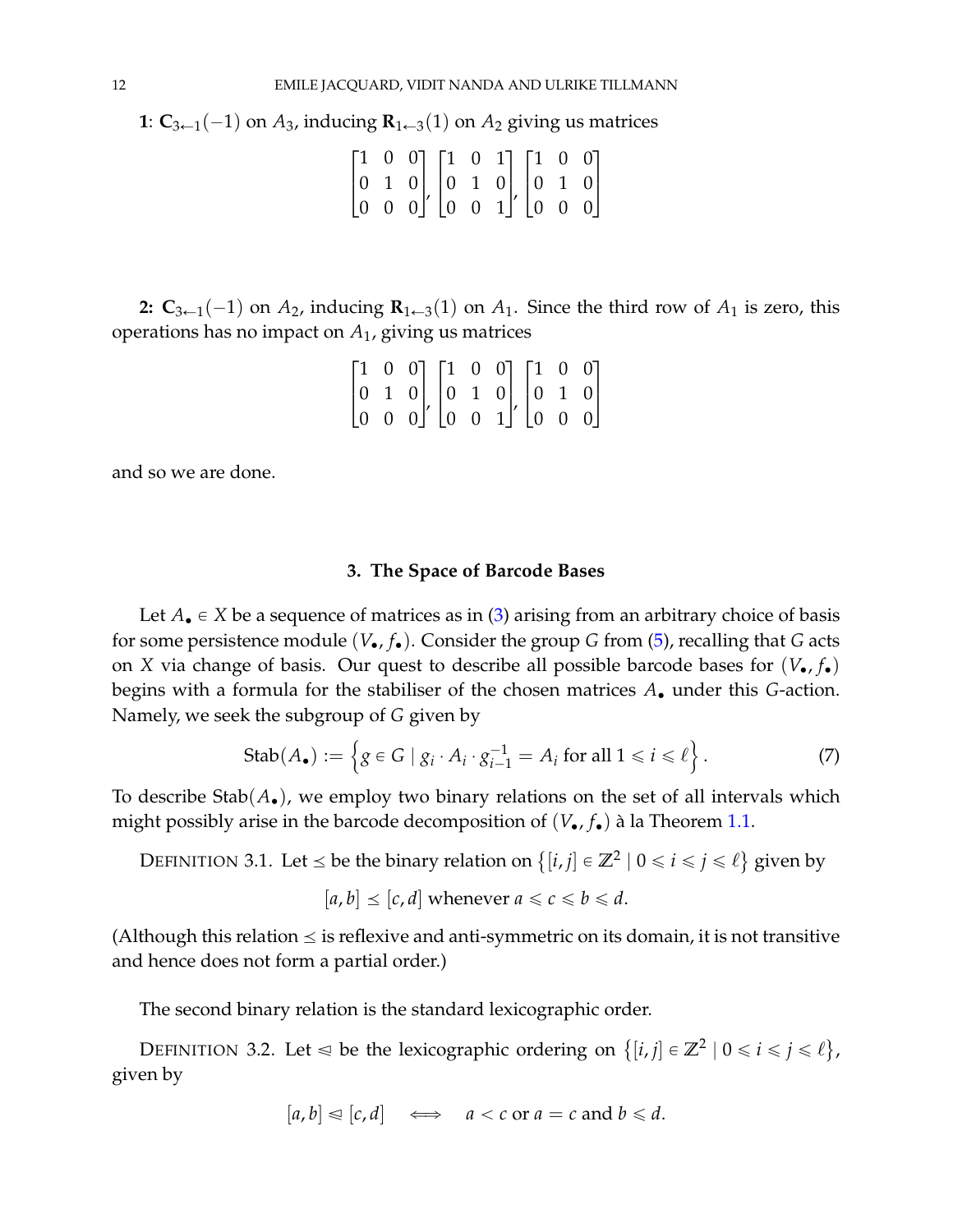**1**: $\mathbf{C}_{3\leftarrow 1}(-1)$ on $A_3$, inducing $\mathbf{R}_{1\leftarrow 3}(1)$ on $A_2$ giving us matrices

$$\begin{bmatrix} 1 & 0 & 0 \\ 0 & 1 & 0 \\ 0 & 0 & 0 \end{bmatrix}, \begin{bmatrix} 1 & 0 & 1 \\ 0 & 1 & 0 \\ 0 & 0 & 1 \end{bmatrix}, \begin{bmatrix} 1 & 0 & 0 \\ 0 & 1 & 0 \\ 0 & 0 & 0 \end{bmatrix}$$

**2:** $\mathbf{C}_{3\leftarrow 1}(-1)$ on $A_2$, inducing $\mathbf{R}_{1\leftarrow 3}(1)$ on $A_1$. Since the third row of $A_1$ is zero, this operations has no impact on $A_1$, giving us matrices

$$\begin{bmatrix} 1 & 0 & 0 \\ 0 & 1 & 0 \\ 0 & 0 & 0 \end{bmatrix}, \begin{bmatrix} 1 & 0 & 0 \\ 0 & 1 & 0 \\ 0 & 0 & 1 \end{bmatrix}, \begin{bmatrix} 1 & 0 & 0 \\ 0 & 1 & 0 \\ 0 & 0 & 0 \end{bmatrix}$$

and so we are done.

## 3. The Space of Barcode Bases

Let $A_\bullet \in X$ be a sequence of matrices as in (3) arising from an arbitrary choice of basis for some persistence module $(V_\bullet, f_\bullet)$. Consider the group $G$ from (5), recalling that $G$ acts on $X$ via change of basis. Our quest to describe all possible barcode bases for $(V_\bullet, f_\bullet)$ begins with a formula for the stabiliser of the chosen matrices $A_\bullet$ under this $G$-action. Namely, we seek the subgroup of $G$ given by

$$\mathrm{Stab}(A_\bullet) := \left\{ g \in G \mid g_i \cdot A_i \cdot g_{i-1}^{-1} = A_i \text{ for all } 1 \leqslant i \leqslant \ell \right\}. \tag{7}$$

To describe $\mathrm{Stab}(A_\bullet)$, we employ two binary relations on the set of all intervals which might possibly arise in the barcode decomposition of $(V_\bullet, f_\bullet)$ à la Theorem 1.1.

Definition 3.1. Let $\preceq$ be the binary relation on $\left\{[i,j] \in \mathbb{Z}^2 \mid 0 \leqslant i \leqslant j \leqslant \ell\right\}$ given by

$$[a,b] \preceq [c,d] \text{ whenever } a \leqslant c \leqslant b \leqslant d.$$

(Although this relation $\preceq$ is reflexive and anti-symmetric on its domain, it is not transitive and hence does not form a partial order.)

The second binary relation is the standard lexicographic order.

Definition 3.2. Let $\trianglelefteq$ be the lexicographic ordering on $\left\{[i,j] \in \mathbb{Z}^2 \mid 0 \leqslant i \leqslant j \leqslant \ell\right\}$, given by

$$[a,b] \trianglelefteq [c,d] \quad \Longleftrightarrow \quad a < c \text{ or } a = c \text{ and } b \leqslant d.$$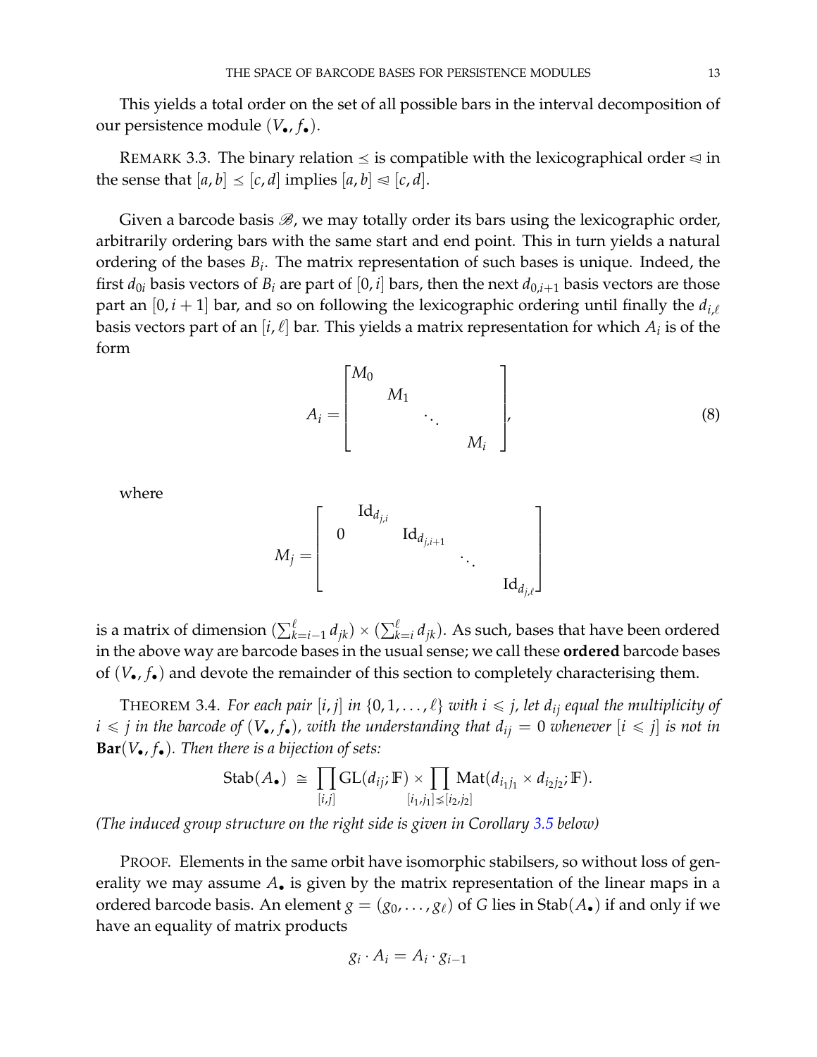This yields a total order on the set of all possible bars in the interval decomposition of our persistence module $(V_\bullet, f_\bullet)$.

REMARK 3.3. The binary relation $\preceq$ is compatible with the lexicographical order $\trianglelefteq$ in the sense that $[a,b] \preceq [c,d]$ implies $[a,b] \trianglelefteq [c,d]$.

Given a barcode basis $\mathscr{B}$, we may totally order its bars using the lexicographic order, arbitrarily ordering bars with the same start and end point. This in turn yields a natural ordering of the bases $B_i$. The matrix representation of such bases is unique. Indeed, the first $d_{0i}$ basis vectors of $B_i$ are part of $[0,i]$ bars, then the next $d_{0,i+1}$ basis vectors are those part an $[0, i+1]$ bar, and so on following the lexicographic ordering until finally the $d_{i,\ell}$ basis vectors part of an $[i,\ell]$ bar. This yields a matrix representation for which $A_i$ is of the form

$$A_i = \begin{bmatrix} M_0 & & & \\ & M_1 & & \\ & & \ddots & \\ & & & M_i \end{bmatrix}, \tag{8}$$

where

$$M_j = \begin{bmatrix} & \mathrm{Id}_{d_{j,i}} & & & \\ 0 & & \mathrm{Id}_{d_{j,i+1}} & & \\ & & & \ddots & \\ & & & & \mathrm{Id}_{d_{j,\ell}} \end{bmatrix}$$

is a matrix of dimension $(\sum_{k=i-1}^{\ell} d_{jk}) \times (\sum_{k=i}^{\ell} d_{jk})$. As such, bases that have been ordered in the above way are barcode bases in the usual sense; we call these **ordered** barcode bases of $(V_\bullet, f_\bullet)$ and devote the remainder of this section to completely characterising them.

THEOREM 3.4. *For each pair $[i,j]$ in $\{0,1,\ldots,\ell\}$ with $i \leqslant j$, let $d_{ij}$ equal the multiplicity of $i \leqslant j$ in the barcode of $(V_\bullet, f_\bullet)$, with the understanding that $d_{ij} = 0$ whenever $[i \leqslant j]$ is not in $\mathbf{Bar}(V_\bullet, f_\bullet)$. Then there is a bijection of sets:*

$$\mathrm{Stab}(A_\bullet) \;\cong\; \prod_{[i,j]} \mathrm{GL}(d_{ij}; \mathbb{F}) \times \prod_{[i_1,j_1] \precneq [i_2,j_2]} \mathrm{Mat}(d_{i_1 j_1} \times d_{i_2 j_2}; \mathbb{F}).$$

*(The induced group structure on the right side is given in Corollary 3.5 below)*

PROOF. Elements in the same orbit have isomorphic stabilsers, so without loss of generality we may assume $A_\bullet$ is given by the matrix representation of the linear maps in a ordered barcode basis. An element $g = (g_0, \ldots, g_\ell)$ of $G$ lies in $\mathrm{Stab}(A_\bullet)$ if and only if we have an equality of matrix products

$$g_i \cdot A_i = A_i \cdot g_{i-1}$$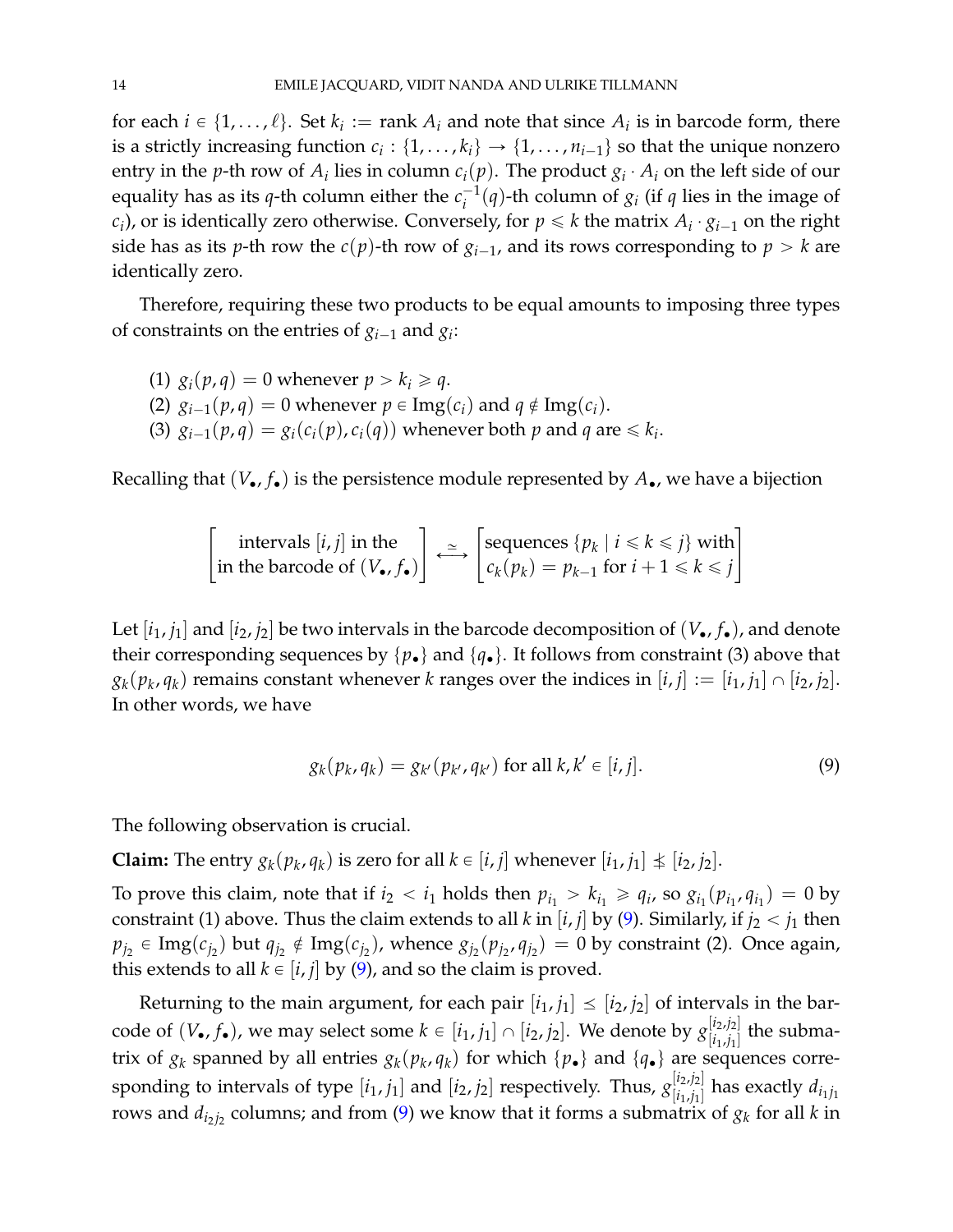for each $i \in \{1, \ldots, \ell\}$. Set $k_i := \text{rank } A_i$ and note that since $A_i$ is in barcode form, there is a strictly increasing function $c_i : \{1, \ldots, k_i\} \to \{1, \ldots, n_{i-1}\}$ so that the unique nonzero entry in the $p$-th row of $A_i$ lies in column $c_i(p)$. The product $g_i \cdot A_i$ on the left side of our equality has as its $q$-th column either the $c_i^{-1}(q)$-th column of $g_i$ (if $q$ lies in the image of $c_i$), or is identically zero otherwise. Conversely, for $p \leqslant k$ the matrix $A_i \cdot g_{i-1}$ on the right side has as its $p$-th row the $c(p)$-th row of $g_{i-1}$, and its rows corresponding to $p > k$ are identically zero.

Therefore, requiring these two products to be equal amounts to imposing three types of constraints on the entries of $g_{i-1}$ and $g_i$:

(1) $g_i(p, q) = 0$ whenever $p > k_i \geqslant q$.
(2) $g_{i-1}(p, q) = 0$ whenever $p \in \text{Img}(c_i)$ and $q \notin \text{Img}(c_i)$.
(3) $g_{i-1}(p, q) = g_i(c_i(p), c_i(q))$ whenever both $p$ and $q$ are $\leqslant k_i$.

Recalling that $(V_\bullet, f_\bullet)$ is the persistence module represented by $A_\bullet$, we have a bijection

$$\begin{bmatrix} \text{intervals } [i, j] \text{ in the} \\ \text{in the barcode of } (V_\bullet, f_\bullet) \end{bmatrix} \xleftrightarrow{\simeq} \begin{bmatrix} \text{sequences } \{p_k \mid i \leqslant k \leqslant j\} \text{ with} \\ c_k(p_k) = p_{k-1} \text{ for } i + 1 \leqslant k \leqslant j \end{bmatrix}$$

Let $[i_1, j_1]$ and $[i_2, j_2]$ be two intervals in the barcode decomposition of $(V_\bullet, f_\bullet)$, and denote their corresponding sequences by $\{p_\bullet\}$ and $\{q_\bullet\}$. It follows from constraint (3) above that $g_k(p_k, q_k)$ remains constant whenever $k$ ranges over the indices in $[i, j] := [i_1, j_1] \cap [i_2, j_2]$. In other words, we have

$$g_k(p_k, q_k) = g_{k'}(p_{k'}, q_{k'}) \text{ for all } k, k' \in [i, j]. \tag{9}$$

The following observation is crucial.

**Claim:** The entry $g_k(p_k, q_k)$ is zero for all $k \in [i, j]$ whenever $[i_1, j_1] \npreceq [i_2, j_2]$.

To prove this claim, note that if $i_2 < i_1$ holds then $p_{i_1} > k_{i_1} \geqslant q_i$, so $g_{i_1}(p_{i_1}, q_{i_1}) = 0$ by constraint (1) above. Thus the claim extends to all $k$ in $[i, j]$ by (9). Similarly, if $j_2 < j_1$ then $p_{j_2} \in \text{Img}(c_{j_2})$ but $q_{j_2} \notin \text{Img}(c_{j_2})$, whence $g_{j_2}(p_{j_2}, q_{j_2}) = 0$ by constraint (2). Once again, this extends to all $k \in [i, j]$ by (9), and so the claim is proved.

Returning to the main argument, for each pair $[i_1, j_1] \preceq [i_2, j_2]$ of intervals in the barcode of $(V_\bullet, f_\bullet)$, we may select some $k \in [i_1, j_1] \cap [i_2, j_2]$. We denote by $g_{[i_1, j_1]}^{[i_2, j_2]}$ the submatrix of $g_k$ spanned by all entries $g_k(p_k, q_k)$ for which $\{p_\bullet\}$ and $\{q_\bullet\}$ are sequences corresponding to intervals of type $[i_1, j_1]$ and $[i_2, j_2]$ respectively. Thus, $g_{[i_1, j_1]}^{[i_2, j_2]}$ has exactly $d_{i_1 j_1}$ rows and $d_{i_2 j_2}$ columns; and from (9) we know that it forms a submatrix of $g_k$ for all $k$ in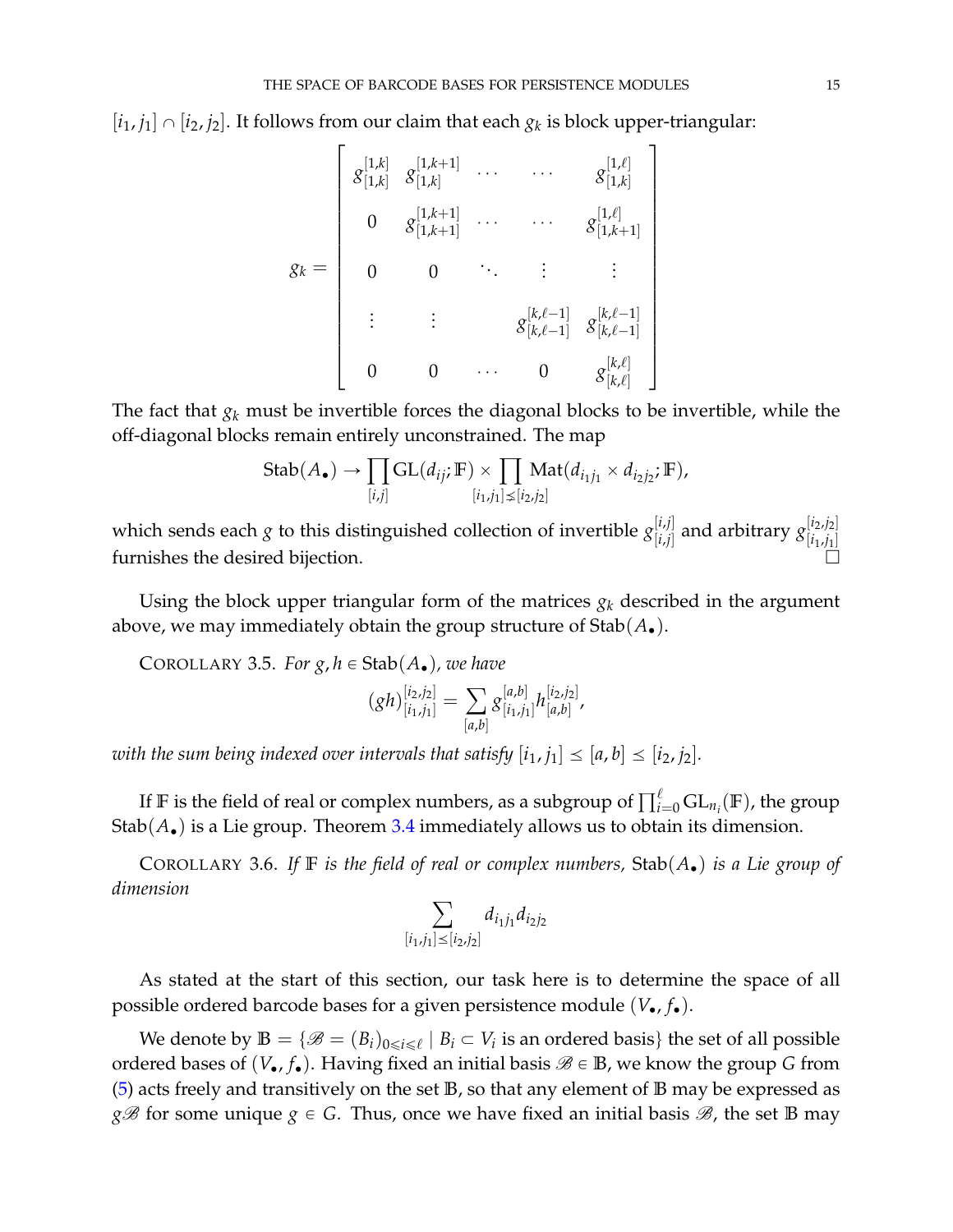$[i_1, j_1] \cap [i_2, j_2]$. It follows from our claim that each $g_k$ is block upper-triangular:

$$
g_k = \begin{bmatrix}
g_{[1,k]}^{[1,k]} & g_{[1,k]}^{[1,k+1]} & \cdots & \cdots & g_{[1,k]}^{[1,\ell]} \\
0 & g_{[1,k+1]}^{[1,k+1]} & \cdots & \cdots & g_{[1,k+1]}^{[1,\ell]} \\
0 & 0 & \ddots & \vdots & \vdots \\
\vdots & \vdots & & g_{[k,\ell-1]}^{[k,\ell-1]} & g_{[k,\ell-1]}^{[k,\ell-1]} \\
0 & 0 & \cdots & 0 & g_{[k,\ell]}^{[k,\ell]}
\end{bmatrix}
$$

The fact that $g_k$ must be invertible forces the diagonal blocks to be invertible, while the off-diagonal blocks remain entirely unconstrained. The map

$$
\mathrm{Stab}(A_\bullet) \to \prod_{[i,j]} \mathrm{GL}(d_{ij}; \mathbb{F}) \times \prod_{[i_1,j_1] \precneqq [i_2,j_2]} \mathrm{Mat}(d_{i_1 j_1} \times d_{i_2 j_2}; \mathbb{F}),
$$

which sends each $g$ to this distinguished collection of invertible $g_{[i,j]}^{[i,j]}$ and arbitrary $g_{[i_1,j_1]}^{[i_2,j_2]}$ furnishes the desired bijection. $\square$

Using the block upper triangular form of the matrices $g_k$ described in the argument above, we may immediately obtain the group structure of $\mathrm{Stab}(A_\bullet)$.

COROLLARY 3.5. *For $g, h \in \mathrm{Stab}(A_\bullet)$, we have*

$$
(gh)_{[i_1,j_1]}^{[i_2,j_2]} = \sum_{[a,b]} g_{[i_1,j_1]}^{[a,b]} h_{[a,b]}^{[i_2,j_2]},
$$

*with the sum being indexed over intervals that satisfy $[i_1, j_1] \preceq [a, b] \preceq [i_2, j_2]$.*

If $\mathbb{F}$ is the field of real or complex numbers, as a subgroup of $\prod_{i=0}^{\ell} \mathrm{GL}_{n_i}(\mathbb{F})$, the group $\mathrm{Stab}(A_\bullet)$ is a Lie group. Theorem 3.4 immediately allows us to obtain its dimension.

COROLLARY 3.6. *If $\mathbb{F}$ is the field of real or complex numbers, $\mathrm{Stab}(A_\bullet)$ is a Lie group of dimension*

$$
\sum_{[i_1,j_1] \preceq [i_2,j_2]} d_{i_1 j_1} d_{i_2 j_2}
$$

As stated at the start of this section, our task here is to determine the space of all possible ordered barcode bases for a given persistence module $(V_\bullet, f_\bullet)$.

We denote by $\mathbb{B} = \{\mathscr{B} = (B_i)_{0 \leqslant i \leqslant \ell} \mid B_i \subset V_i \text{ is an ordered basis}\}$ the set of all possible ordered bases of $(V_\bullet, f_\bullet)$. Having fixed an initial basis $\mathscr{B} \in \mathbb{B}$, we know the group $G$ from (5) acts freely and transitively on the set $\mathbb{B}$, so that any element of $\mathbb{B}$ may be expressed as $g\mathscr{B}$ for some unique $g \in G$. Thus, once we have fixed an initial basis $\mathscr{B}$, the set $\mathbb{B}$ may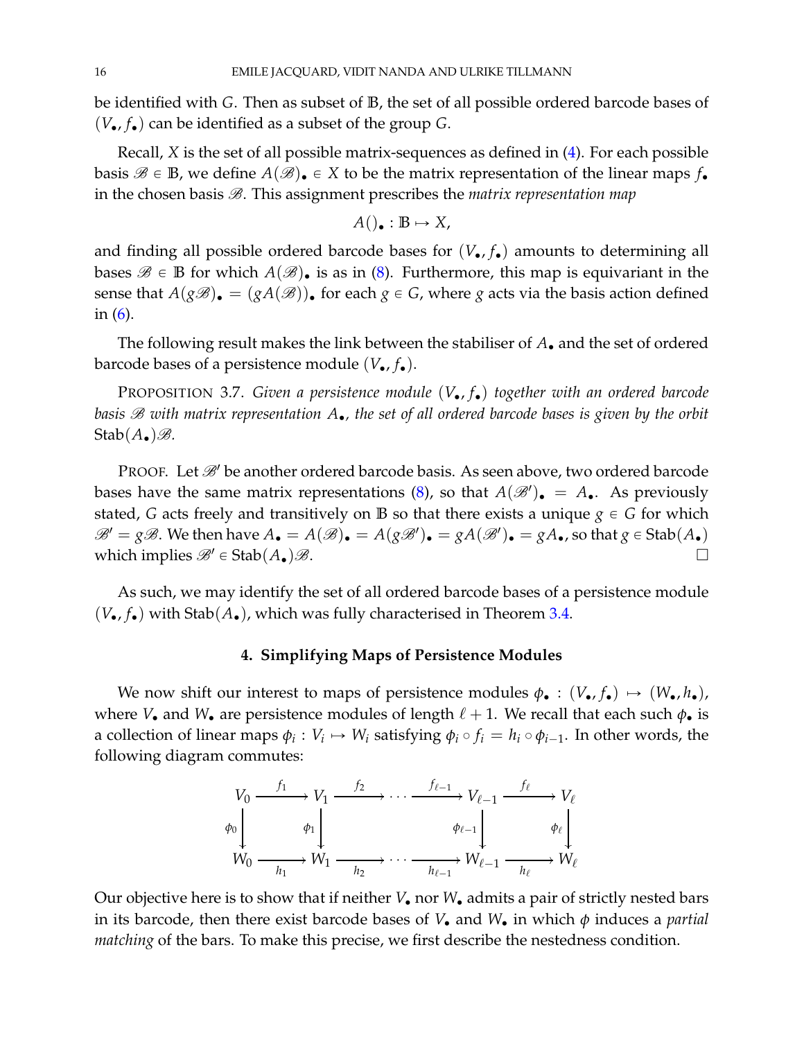be identified with $G$. Then as subset of $\mathbb{B}$, the set of all possible ordered barcode bases of $(V_\bullet, f_\bullet)$ can be identified as a subset of the group $G$.

Recall, $X$ is the set of all possible matrix-sequences as defined in (4). For each possible basis $\mathscr{B} \in \mathbb{B}$, we define $A(\mathscr{B})_\bullet \in X$ to be the matrix representation of the linear maps $f_\bullet$ in the chosen basis $\mathscr{B}$. This assignment prescribes the *matrix representation map*

$$A()_\bullet : \mathbb{B} \mapsto X,$$

and finding all possible ordered barcode bases for $(V_\bullet, f_\bullet)$ amounts to determining all bases $\mathscr{B} \in \mathbb{B}$ for which $A(\mathscr{B})_\bullet$ is as in (8). Furthermore, this map is equivariant in the sense that $A(g\mathscr{B})_\bullet = (gA(\mathscr{B}))_\bullet$ for each $g \in G$, where $g$ acts via the basis action defined in (6).

The following result makes the link between the stabiliser of $A_\bullet$ and the set of ordered barcode bases of a persistence module $(V_\bullet, f_\bullet)$.

PROPOSITION 3.7. *Given a persistence module $(V_\bullet, f_\bullet)$ together with an ordered barcode basis $\mathscr{B}$ with matrix representation $A_\bullet$, the set of all ordered barcode bases is given by the orbit* $\mathrm{Stab}(A_\bullet)\mathscr{B}$.

PROOF. Let $\mathscr{B}'$ be another ordered barcode basis. As seen above, two ordered barcode bases have the same matrix representations (8), so that $A(\mathscr{B}')_\bullet = A_\bullet$. As previously stated, $G$ acts freely and transitively on $\mathbb{B}$ so that there exists a unique $g \in G$ for which $\mathscr{B}' = g\mathscr{B}$. We then have $A_\bullet = A(\mathscr{B})_\bullet = A(g\mathscr{B}')_\bullet = gA(\mathscr{B}')_\bullet = gA_\bullet$, so that $g \in \mathrm{Stab}(A_\bullet)$ which implies $\mathscr{B}' \in \mathrm{Stab}(A_\bullet)\mathscr{B}$. □

As such, we may identify the set of all ordered barcode bases of a persistence module $(V_\bullet, f_\bullet)$ with $\mathrm{Stab}(A_\bullet)$, which was fully characterised in Theorem 3.4.

## 4. Simplifying Maps of Persistence Modules

We now shift our interest to maps of persistence modules $\phi_\bullet : (V_\bullet, f_\bullet) \mapsto (W_\bullet, h_\bullet)$, where $V_\bullet$ and $W_\bullet$ are persistence modules of length $\ell + 1$. We recall that each such $\phi_\bullet$ is a collection of linear maps $\phi_i : V_i \mapsto W_i$ satisfying $\phi_i \circ f_i = h_i \circ \phi_{i-1}$. In other words, the following diagram commutes:

$$\begin{array}{ccccccccc}
V_0 & \xrightarrow{f_1} & V_1 & \xrightarrow{f_2} & \cdots & \xrightarrow{f_{\ell-1}} & V_{\ell-1} & \xrightarrow{f_\ell} & V_\ell \\
\downarrow{\scriptstyle \phi_0} & & \downarrow{\scriptstyle \phi_1} & & & & \downarrow{\scriptstyle \phi_{\ell-1}} & & \downarrow{\scriptstyle \phi_\ell} \\
W_0 & \xrightarrow[h_1]{} & W_1 & \xrightarrow[h_2]{} & \cdots & \xrightarrow[h_{\ell-1}]{} & W_{\ell-1} & \xrightarrow[h_\ell]{} & W_\ell
\end{array}$$

Our objective here is to show that if neither $V_\bullet$ nor $W_\bullet$ admits a pair of strictly nested bars in its barcode, then there exist barcode bases of $V_\bullet$ and $W_\bullet$ in which $\phi$ induces a *partial matching* of the bars. To make this precise, we first describe the nestedness condition.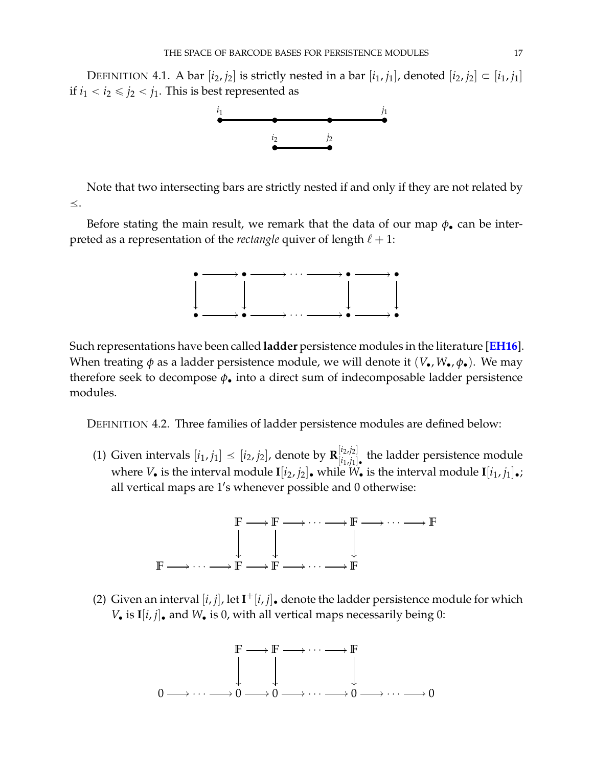DEFINITION 4.1. A bar $[i_2, j_2]$ is strictly nested in a bar $[i_1, j_1]$, denoted $[i_2, j_2] \subset [i_1, j_1]$ if $i_1 < i_2 \leqslant j_2 < j_1$. This is best represented as

$i_1$ $j_1$

$i_2$ $j_2$

Note that two intersecting bars are strictly nested if and only if they are not related by $\preceq$.

Before stating the main result, we remark that the data of our map $\phi_\bullet$ can be interpreted as a representation of the *rectangle* quiver of length $\ell + 1$:

$$
\begin{array}{ccccccc}
\bullet & \longrightarrow & \bullet & \longrightarrow \cdots \longrightarrow & \bullet & \longrightarrow & \bullet \\
\downarrow & & \downarrow & & \downarrow & & \downarrow \\
\bullet & \longrightarrow & \bullet & \longrightarrow \cdots \longrightarrow & \bullet & \longrightarrow & \bullet
\end{array}
$$

Such representations have been called **ladder** persistence modules in the literature [EH16]. When treating $\phi$ as a ladder persistence module, we will denote it $(V_\bullet, W_\bullet, \phi_\bullet)$. We may therefore seek to decompose $\phi_\bullet$ into a direct sum of indecomposable ladder persistence modules.

DEFINITION 4.2. Three families of ladder persistence modules are defined below:

(1) Given intervals $[i_1, j_1] \preceq [i_2, j_2]$, denote by $\mathbf{R}^{[i_2,j_2]}_{[i_1,j_1]_\bullet}$ the ladder persistence module where $V_\bullet$ is the interval module $\mathbf{I}[i_2, j_2]_\bullet$ while $W_\bullet$ is the interval module $\mathbf{I}[i_1, j_1]_\bullet$; all vertical maps are 1's whenever possible and 0 otherwise:

$$
\begin{array}{ccccccccccc}
 & & & & \mathbb{F} & \longrightarrow & \mathbb{F} & \longrightarrow \cdots \longrightarrow & \mathbb{F} & \longrightarrow \cdots \longrightarrow & \mathbb{F} \\
 & & & & \downarrow & & \downarrow & & \downarrow & & \\
\mathbb{F} & \longrightarrow \cdots \longrightarrow & & & \mathbb{F} & \longrightarrow & \mathbb{F} & \longrightarrow \cdots \longrightarrow & \mathbb{F} & &
\end{array}
$$

(2) Given an interval $[i, j]$, let $\mathbf{I}^+[i, j]_\bullet$ denote the ladder persistence module for which $V_\bullet$ is $\mathbf{I}[i, j]_\bullet$ and $W_\bullet$ is 0, with all vertical maps necessarily being 0:

$$
\begin{array}{ccccccccc}
 & & \mathbb{F} & \longrightarrow & \mathbb{F} & \longrightarrow \cdots \longrightarrow & \mathbb{F} & & \\
 & & \downarrow & & \downarrow & & \downarrow & & \\
0 & \longrightarrow \cdots \longrightarrow & 0 & \longrightarrow & 0 & \longrightarrow \cdots \longrightarrow & 0 & \longrightarrow \cdots \longrightarrow & 0
\end{array}
$$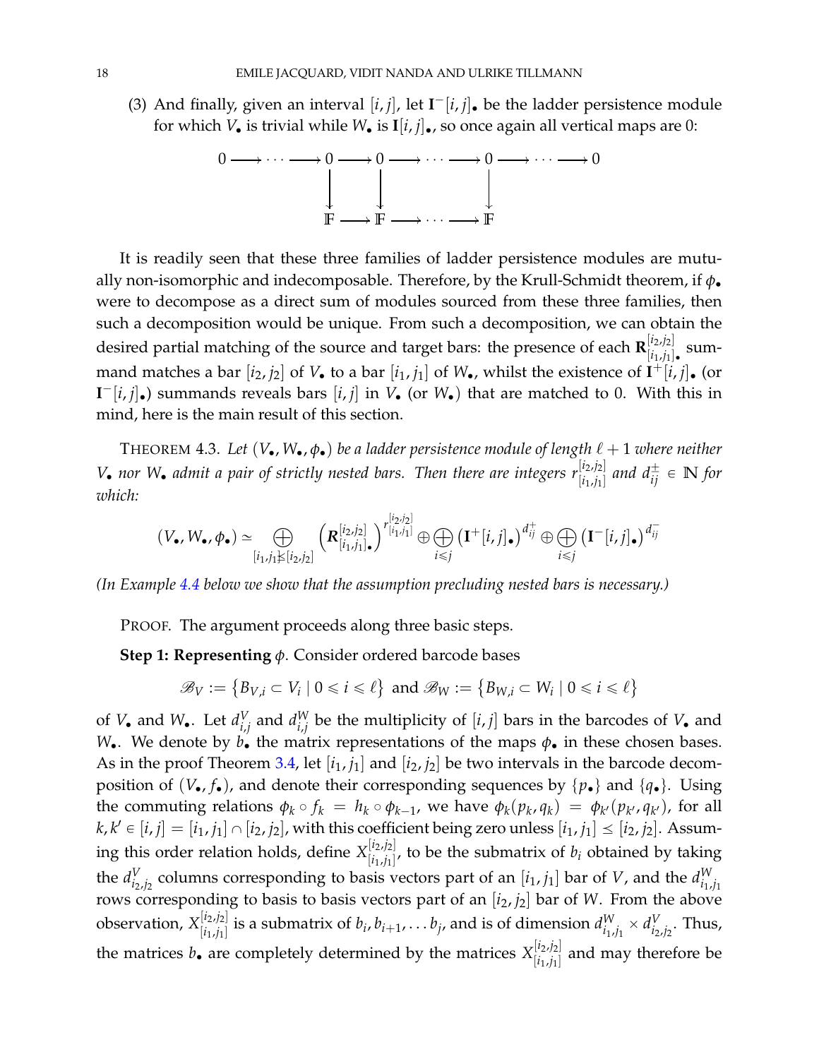(3) And finally, given an interval $[i, j]$, let $\mathbf{I}^-[i, j]_\bullet$ be the ladder persistence module for which $V_\bullet$ is trivial while $W_\bullet$ is $\mathbf{I}[i, j]_\bullet$, so once again all vertical maps are 0:

$$
\begin{array}{ccccccccccccc}
0 & \longrightarrow & \cdots & \longrightarrow & 0 & \longrightarrow & 0 & \longrightarrow & \cdots & \longrightarrow & 0 & \longrightarrow \cdots \longrightarrow & 0 \\
 & & & & \downarrow & & \downarrow & & & & \downarrow & & \\
 & & & & \mathbb{F} & \longrightarrow & \mathbb{F} & \longrightarrow & \cdots & \longrightarrow & \mathbb{F} & &
\end{array}
$$

It is readily seen that these three families of ladder persistence modules are mutually non-isomorphic and indecomposable. Therefore, by the Krull-Schmidt theorem, if $\phi_\bullet$ were to decompose as a direct sum of modules sourced from these three families, then such a decomposition would be unique. From such a decomposition, we can obtain the desired partial matching of the source and target bars: the presence of each $\mathbf{R}^{[i_2,j_2]}_{[i_1,j_1]\bullet}$ summand matches a bar $[i_2, j_2]$ of $V_\bullet$ to a bar $[i_1, j_1]$ of $W_\bullet$, whilst the existence of $\mathbf{I}^+[i, j]_\bullet$ (or $\mathbf{I}^-[i, j]_\bullet$) summands reveals bars $[i, j]$ in $V_\bullet$ (or $W_\bullet$) that are matched to 0. With this in mind, here is the main result of this section.

THEOREM 4.3. *Let $(V_\bullet, W_\bullet, \phi_\bullet)$ be a ladder persistence module of length $\ell + 1$ where neither $V_\bullet$ nor $W_\bullet$ admit a pair of strictly nested bars. Then there are integers $r^{[i_2,j_2]}_{[i_1,j_1]}$ and $d^\pm_{ij} \in \mathbb{N}$ for which:*

$$
(V_\bullet, W_\bullet, \phi_\bullet) \simeq \bigoplus_{[i_1,j_1] \leq [i_2,j_2]} \left(\mathbf{R}^{[i_2,j_2]}_{[i_1,j_1]\bullet}\right)^{r^{[i_2,j_2]}_{[i_1,j_1]}} \oplus \bigoplus_{i \leq j} \left(\mathbf{I}^+[i, j]_\bullet\right)^{d^+_{ij}} \oplus \bigoplus_{i \leq j} \left(\mathbf{I}^-[i, j]_\bullet\right)^{d^-_{ij}}
$$

*(In Example 4.4 below we show that the assumption precluding nested bars is necessary.)*

PROOF. The argument proceeds along three basic steps.

**Step 1: Representing $\phi$.** Consider ordered barcode bases

$$
\mathscr{B}_V := \{B_{V,i} \subset V_i \mid 0 \leq i \leq \ell\} \text{ and } \mathscr{B}_W := \{B_{W,i} \subset W_i \mid 0 \leq i \leq \ell\}
$$

of $V_\bullet$ and $W_\bullet$. Let $d^V_{i,j}$ and $d^W_{i,j}$ be the multiplicity of $[i, j]$ bars in the barcodes of $V_\bullet$ and $W_\bullet$. We denote by $b_\bullet$ the matrix representations of the maps $\phi_\bullet$ in these chosen bases. As in the proof Theorem 3.4, let $[i_1, j_1]$ and $[i_2, j_2]$ be two intervals in the barcode decomposition of $(V_\bullet, f_\bullet)$, and denote their corresponding sequences by $\{p_\bullet\}$ and $\{q_\bullet\}$. Using the commuting relations $\phi_k \circ f_k = h_k \circ \phi_{k-1}$, we have $\phi_k(p_k, q_k) = \phi_{k'}(p_{k'}, q_{k'})$, for all $k, k' \in [i, j] = [i_1, j_1] \cap [i_2, j_2]$, with this coefficient being zero unless $[i_1, j_1] \preceq [i_2, j_2]$. Assuming this order relation holds, define $X^{[i_2,j_2]}_{[i_1,j_1]}$, to be the submatrix of $b_i$ obtained by taking the $d^V_{i_2,j_2}$ columns corresponding to basis vectors part of an $[i_1, j_1]$ bar of $V$, and the $d^W_{i_1,j_1}$ rows corresponding to basis to basis vectors part of an $[i_2, j_2]$ bar of $W$. From the above observation, $X^{[i_2,j_2]}_{[i_1,j_1]}$ is a submatrix of $b_i, b_{i+1}, \ldots b_j$, and is of dimension $d^W_{i_1,j_1} \times d^V_{i_2,j_2}$. Thus, the matrices $b_\bullet$ are completely determined by the matrices $X^{[i_2,j_2]}_{[i_1,j_1]}$ and may therefore be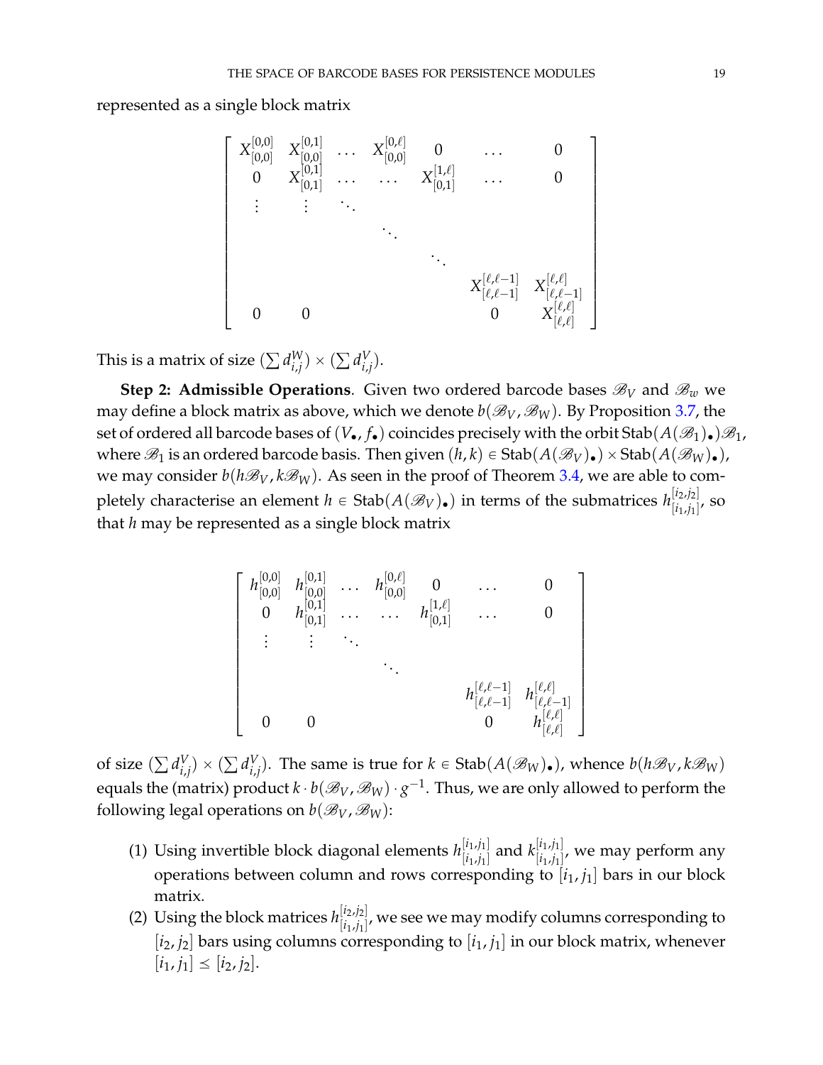represented as a single block matrix

$$
\begin{bmatrix}
X^{[0,0]}_{[0,0]} & X^{[0,1]}_{[0,0]} & \dots & X^{[0,\ell]}_{[0,0]} & 0 & \dots & 0 \\
0 & X^{[0,1]}_{[0,1]} & \dots & \dots & X^{[1,\ell]}_{[0,1]} & \dots & 0 \\
\vdots & \vdots & \ddots & & & & \\
 & & & \ddots & & & \\
 & & & & \ddots & & \\
 & & & & & X^{[\ell,\ell-1]}_{[\ell,\ell-1]} & X^{[\ell,\ell]}_{[\ell,\ell-1]} \\
0 & 0 & & & & 0 & X^{[\ell,\ell]}_{[\ell,\ell]}
\end{bmatrix}
$$

This is a matrix of size $(\sum d^W_{i,j}) \times (\sum d^V_{i,j})$.

**Step 2: Admissible Operations**. Given two ordered barcode bases $\mathscr{B}_V$ and $\mathscr{B}_w$ we may define a block matrix as above, which we denote $b(\mathscr{B}_V, \mathscr{B}_W)$. By Proposition 3.7, the set of ordered all barcode bases of $(V_\bullet, f_\bullet)$ coincides precisely with the orbit $\mathrm{Stab}(A(\mathscr{B}_1)_\bullet)\mathscr{B}_1$, where $\mathscr{B}_1$ is an ordered barcode basis. Then given $(h, k) \in \mathrm{Stab}(A(\mathscr{B}_V)_\bullet) \times \mathrm{Stab}(A(\mathscr{B}_W)_\bullet)$, we may consider $b(h\mathscr{B}_V, k\mathscr{B}_W)$. As seen in the proof of Theorem 3.4, we are able to completely characterise an element $h \in \mathrm{Stab}(A(\mathscr{B}_V)_\bullet)$ in terms of the submatrices $h^{[i_2,j_2]}_{[i_1,j_1]}$, so that $h$ may be represented as a single block matrix

$$
\begin{bmatrix}
h^{[0,0]}_{[0,0]} & h^{[0,1]}_{[0,0]} & \dots & h^{[0,\ell]}_{[0,0]} & 0 & \dots & 0 \\
0 & h^{[0,1]}_{[0,1]} & \dots & \dots & h^{[1,\ell]}_{[0,1]} & \dots & 0 \\
\vdots & \vdots & \ddots & & & & \\
 & & & \ddots & & & \\
 & & & & & h^{[\ell,\ell-1]}_{[\ell,\ell-1]} & h^{[\ell,\ell]}_{[\ell,\ell-1]} \\
0 & 0 & & & & 0 & h^{[\ell,\ell]}_{[\ell,\ell]}
\end{bmatrix}
$$

of size $(\sum d^V_{i,j}) \times (\sum d^V_{i,j})$. The same is true for $k \in \mathrm{Stab}(A(\mathscr{B}_W)_\bullet)$, whence $b(h\mathscr{B}_V, k\mathscr{B}_W)$ equals the (matrix) product $k \cdot b(\mathscr{B}_V, \mathscr{B}_W) \cdot g^{-1}$. Thus, we are only allowed to perform the following legal operations on $b(\mathscr{B}_V, \mathscr{B}_W)$:

1. Using invertible block diagonal elements $h^{[i_1,j_1]}_{[i_1,j_1]}$ and $k^{[i_1,j_1]}_{[i_1,j_1]}$, we may perform any operations between column and rows corresponding to $[i_1, j_1]$ bars in our block matrix.
2. Using the block matrices $h^{[i_2,j_2]}_{[i_1,j_1]}$, we see we may modify columns corresponding to $[i_2, j_2]$ bars using columns corresponding to $[i_1, j_1]$ in our block matrix, whenever $[i_1, j_1] \preceq [i_2, j_2]$.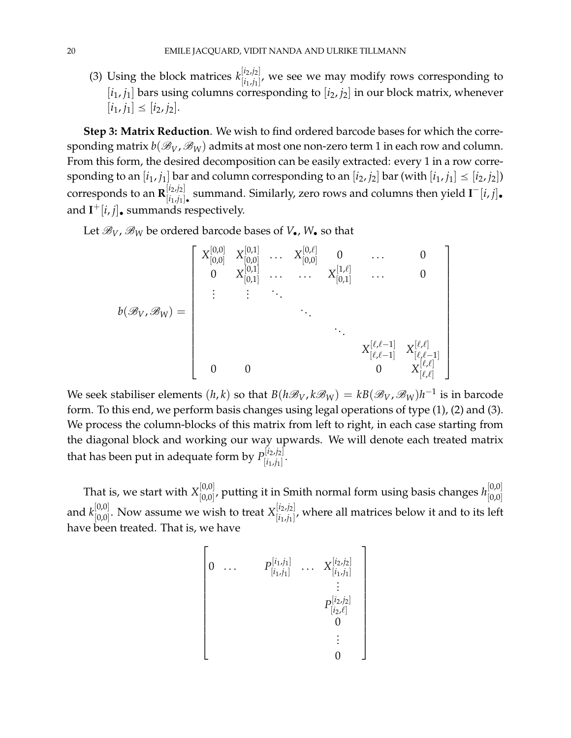(3) Using the block matrices $k_{[i_1,j_1]}^{[i_2,j_2]}$, we see we may modify rows corresponding to $[i_1, j_1]$ bars using columns corresponding to $[i_2, j_2]$ in our block matrix, whenever $[i_1, j_1] \preceq [i_2, j_2]$.

**Step 3: Matrix Reduction**. We wish to find ordered barcode bases for which the corresponding matrix $b(\mathscr{B}_V, \mathscr{B}_W)$ admits at most one non-zero term 1 in each row and column. From this form, the desired decomposition can be easily extracted: every 1 in a row corresponding to an $[i_1, j_1]$ bar and column corresponding to an $[i_2, j_2]$ bar (with $[i_1, j_1] \preceq [i_2, j_2]$) corresponds to an $\mathbf{R}_{[i_1,j_1]\bullet}^{[i_2,j_2]}$ summand. Similarly, zero rows and columns then yield $\mathbf{I}^-[i,j]_\bullet$ and $\mathbf{I}^+[i,j]_\bullet$ summands respectively.

Let $\mathscr{B}_V$, $\mathscr{B}_W$ be ordered barcode bases of $V_\bullet$, $W_\bullet$ so that

$$
b(\mathscr{B}_V, \mathscr{B}_W) = \begin{bmatrix}
X_{[0,0]}^{[0,0]} & X_{[0,0]}^{[0,1]} & \dots & X_{[0,0]}^{[0,\ell]} & 0 & \dots & 0 \\
0 & X_{[0,1]}^{[0,1]} & \dots & \dots & X_{[0,1]}^{[1,\ell]} & \dots & 0 \\
\vdots & \vdots & \ddots & & & & \\
 & & & \ddots & & & \\
 & & & & \ddots & & \\
 & & & & & X_{[\ell,\ell-1]}^{[\ell,\ell-1]} & X_{[\ell,\ell-1]}^{[\ell,\ell]} \\
0 & 0 & & & & 0 & X_{[\ell,\ell]}^{[\ell,\ell]}
\end{bmatrix}
$$

We seek stabiliser elements $(h, k)$ so that $B(h\mathscr{B}_V, k\mathscr{B}_W) = kB(\mathscr{B}_V, \mathscr{B}_W)h^{-1}$ is in barcode form. To this end, we perform basis changes using legal operations of type (1), (2) and (3). We process the column-blocks of this matrix from left to right, in each case starting from the diagonal block and working our way upwards. We will denote each treated matrix that has been put in adequate form by $P_{[i_1,j_1]}^{[i_2,j_2]}$.

That is, we start with $X_{[0,0]}^{[0,0]}$, putting it in Smith normal form using basis changes $h_{[0,0]}^{[0,0]}$ and $k_{[0,0]}^{[0,0]}$. Now assume we wish to treat $X_{[i_1,j_1]}^{[i_2,j_2]}$, where all matrices below it and to its left have been treated. That is, we have

$$
\begin{bmatrix}
0 & \dots & P_{[i_1,j_1]}^{[i_1,j_1]} & \dots & X_{[i_1,j_1]}^{[i_2,j_2]} \\
 & & & & \vdots \\
 & & & & P_{[i_2,\ell]}^{[i_2,j_2]} \\
 & & & & 0 \\
 & & & & \vdots \\
 & & & & 0
\end{bmatrix}
$$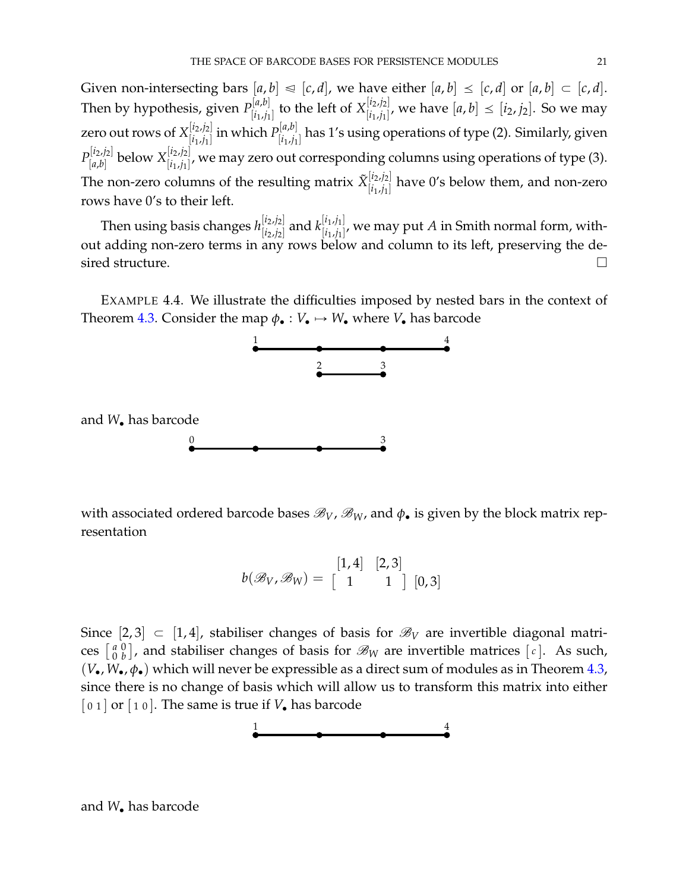Given non-intersecting bars $[a,b] \trianglelefteq [c,d]$, we have either $[a,b] \leq [c,d]$ or $[a,b] \subset [c,d]$. Then by hypothesis, given $P^{[a,b]}_{[i_1,j_1]}$ to the left of $X^{[i_2,j_2]}_{[i_1,j_1]}$, we have $[a,b] \leq [i_2,j_2]$. So we may zero out rows of $X^{[i_2,j_2]}_{[i_1,j_1]}$ in which $P^{[a,b]}_{[i_1,j_1]}$ has 1's using operations of type (2). Similarly, given $P^{[i_2,j_2]}_{[a,b]}$ below $X^{[i_2,j_2]}_{[i_1,j_1]}$, we may zero out corresponding columns using operations of type (3). The non-zero columns of the resulting matrix $\tilde{X}^{[i_2,j_2]}_{[i_1,j_1]}$ have 0's below them, and non-zero rows have 0's to their left.

Then using basis changes $h^{[i_2,j_2]}_{[i_2,j_2]}$ and $k^{[i_1,j_1]}_{[i_1,j_1]}$, we may put $A$ in Smith normal form, without adding non-zero terms in any rows below and column to its left, preserving the desired structure. □

EXAMPLE 4.4. We illustrate the difficulties imposed by nested bars in the context of Theorem 4.3. Consider the map $\phi_\bullet : V_\bullet \mapsto W_\bullet$ where $V_\bullet$ has barcode

1 4
2 3

and $W_\bullet$ has barcode

0 3

with associated ordered barcode bases $\mathscr{B}_V$, $\mathscr{B}_W$, and $\phi_\bullet$ is given by the block matrix representation

$$b(\mathscr{B}_V, \mathscr{B}_W) = \begin{array}{c} \begin{array}{cc} [1,4] & [2,3] \end{array} \\ \begin{bmatrix} 1 & \quad 1 \end{bmatrix} \end{array} \; [0,3]$$

Since $[2,3] \subset [1,4]$, stabiliser changes of basis for $\mathscr{B}_V$ are invertible diagonal matrices $\left[\begin{smallmatrix} a & 0 \\ 0 & b \end{smallmatrix}\right]$, and stabiliser changes of basis for $\mathscr{B}_W$ are invertible matrices $[\, c \,]$. As such, $(V_\bullet, W_\bullet, \phi_\bullet)$ which will never be expressible as a direct sum of modules as in Theorem 4.3, since there is no change of basis which will allow us to transform this matrix into either $[\, 0 \; 1 \,]$ or $[\, 1 \; 0 \,]$. The same is true if $V_\bullet$ has barcode

1 4

and $W_\bullet$ has barcode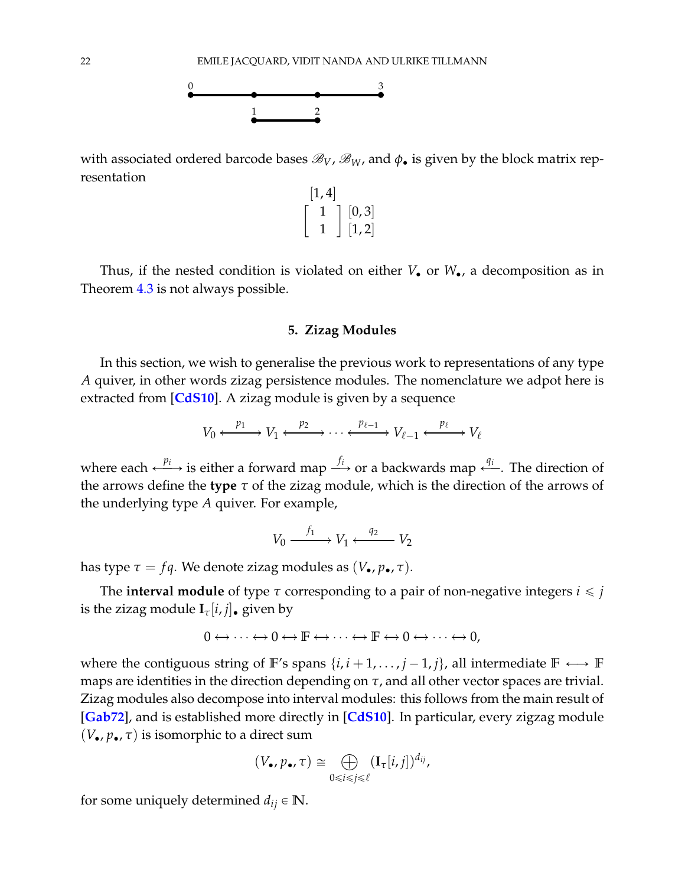0 3

1 2

with associated ordered barcode bases $\mathscr{B}_V$, $\mathscr{B}_W$, and $\phi_\bullet$ is given by the block matrix representation

$$\begin{array}{c} [1,4] \\ \left[\begin{array}{c} 1 \\ 1 \end{array}\right] \begin{array}{l} [0,3] \\ [1,2] \end{array} \end{array}$$

Thus, if the nested condition is violated on either $V_\bullet$ or $W_\bullet$, a decomposition as in Theorem 4.3 is not always possible.

## 5. Zizag Modules

In this section, we wish to generalise the previous work to representations of any type $A$ quiver, in other words zizag persistence modules. The nomenclature we adpot here is extracted from [**CdS10**]. A zizag module is given by a sequence

$$V_0 \xleftrightarrow{p_1} V_1 \xleftrightarrow{p_2} \cdots \xleftrightarrow{p_{\ell-1}} V_{\ell-1} \xleftrightarrow{p_\ell} V_\ell$$

where each $\xleftrightarrow{p_i}$ is either a forward map $\xrightarrow{f_i}$ or a backwards map $\xleftarrow{q_i}$. The direction of the arrows define the **type** $\tau$ of the zizag module, which is the direction of the arrows of the underlying type $A$ quiver. For example,

$$V_0 \xrightarrow{f_1} V_1 \xleftarrow{q_2} V_2$$

has type $\tau = fq$. We denote zizag modules as $(V_\bullet, p_\bullet, \tau)$.

The **interval module** of type $\tau$ corresponding to a pair of non-negative integers $i \leqslant j$ is the zizag module $\mathbf{I}_\tau[i,j]_\bullet$ given by

$$0 \leftrightarrow \cdots \leftrightarrow 0 \leftrightarrow \mathbb{F} \leftrightarrow \cdots \leftrightarrow \mathbb{F} \leftrightarrow 0 \leftrightarrow \cdots \leftrightarrow 0,$$

where the contiguous string of $\mathbb{F}$'s spans $\{i, i+1, \ldots, j-1, j\}$, all intermediate $\mathbb{F} \longleftrightarrow \mathbb{F}$ maps are identities in the direction depending on $\tau$, and all other vector spaces are trivial. Zizag modules also decompose into interval modules: this follows from the main result of [**Gab72**], and is established more directly in [**CdS10**]. In particular, every zigzag module $(V_\bullet, p_\bullet, \tau)$ is isomorphic to a direct sum

$$(V_\bullet, p_\bullet, \tau) \cong \bigoplus_{0 \leqslant i \leqslant j \leqslant \ell} (\mathbf{I}_\tau[i,j])^{d_{ij}},$$

for some uniquely determined $d_{ij} \in \mathbb{N}$.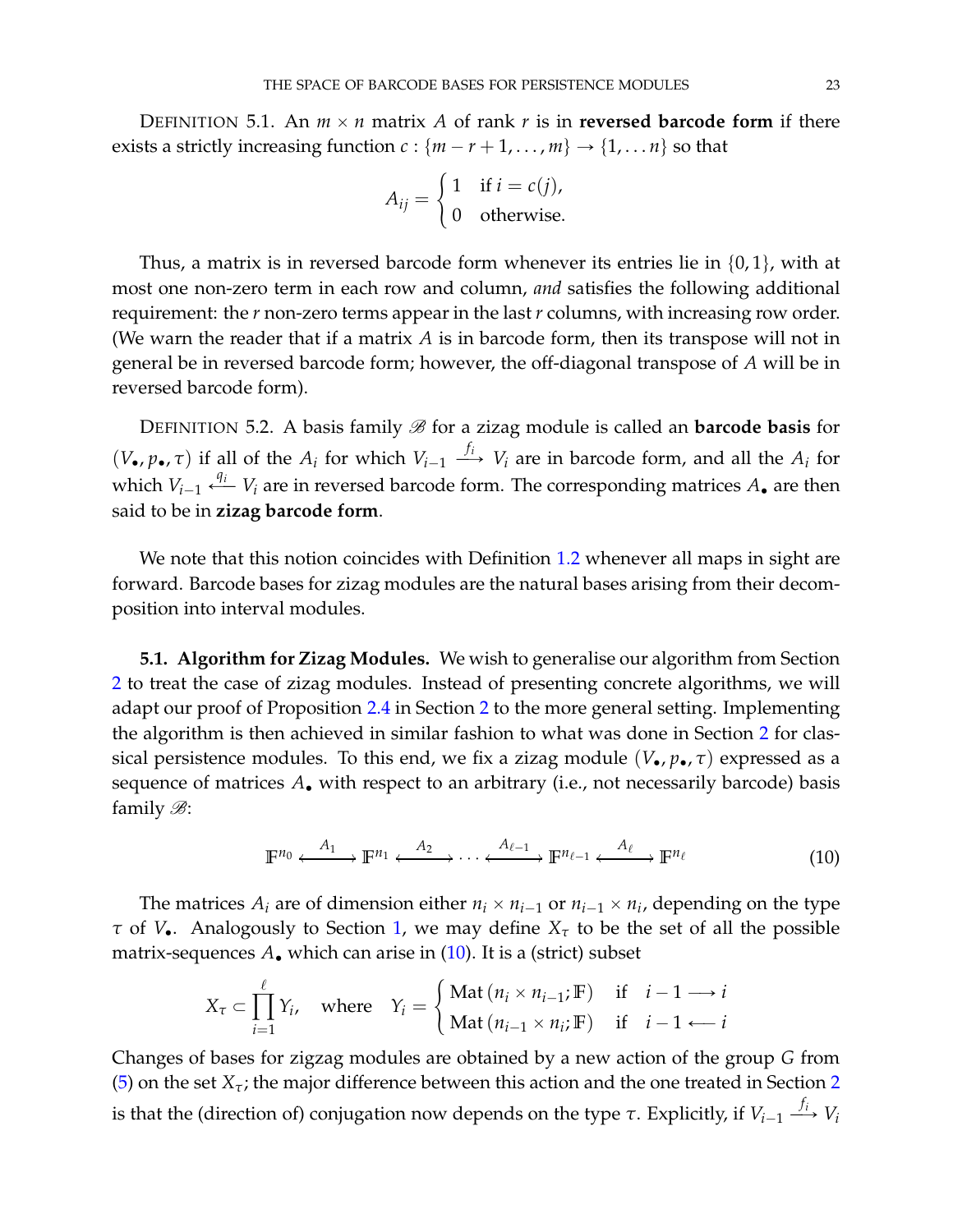DEFINITION 5.1. An $m \times n$ matrix $A$ of rank $r$ is in **reversed barcode form** if there exists a strictly increasing function $c : \{m - r + 1, \ldots, m\} \to \{1, \ldots n\}$ so that

$$A_{ij} = \begin{cases} 1 & \text{if } i = c(j), \\ 0 & \text{otherwise.} \end{cases}$$

Thus, a matrix is in reversed barcode form whenever its entries lie in $\{0, 1\}$, with at most one non-zero term in each row and column, *and* satisfies the following additional requirement: the $r$ non-zero terms appear in the last $r$ columns, with increasing row order. (We warn the reader that if a matrix $A$ is in barcode form, then its transpose will not in general be in reversed barcode form; however, the off-diagonal transpose of $A$ will be in reversed barcode form).

DEFINITION 5.2. A basis family $\mathscr{B}$ for a zizag module is called an **barcode basis** for $(V_\bullet, p_\bullet, \tau)$ if all of the $A_i$ for which $V_{i-1} \xrightarrow{f_i} V_i$ are in barcode form, and all the $A_i$ for which $V_{i-1} \xleftarrow{q_i} V_i$ are in reversed barcode form. The corresponding matrices $A_\bullet$ are then said to be in **zizag barcode form**.

We note that this notion coincides with Definition 1.2 whenever all maps in sight are forward. Barcode bases for zizag modules are the natural bases arising from their decomposition into interval modules.

**5.1. Algorithm for Zizag Modules.** We wish to generalise our algorithm from Section 2 to treat the case of zizag modules. Instead of presenting concrete algorithms, we will adapt our proof of Proposition 2.4 in Section 2 to the more general setting. Implementing the algorithm is then achieved in similar fashion to what was done in Section 2 for classical persistence modules. To this end, we fix a zizag module $(V_\bullet, p_\bullet, \tau)$ expressed as a sequence of matrices $A_\bullet$ with respect to an arbitrary (i.e., not necessarily barcode) basis family $\mathscr{B}$:

$$\mathbb{F}^{n_0} \xleftrightarrow{A_1} \mathbb{F}^{n_1} \xleftrightarrow{A_2} \cdots \xleftrightarrow{A_{\ell-1}} \mathbb{F}^{n_{\ell-1}} \xleftrightarrow{A_\ell} \mathbb{F}^{n_\ell} \tag{10}$$

The matrices $A_i$ are of dimension either $n_i \times n_{i-1}$ or $n_{i-1} \times n_i$, depending on the type $\tau$ of $V_\bullet$. Analogously to Section 1, we may define $X_\tau$ to be the set of all the possible matrix-sequences $A_\bullet$ which can arise in (10). It is a (strict) subset

$$X_\tau \subset \prod_{i=1}^{\ell} Y_i, \quad \text{where} \quad Y_i = \begin{cases} \text{Mat}\,(n_i \times n_{i-1}; \mathbb{F}) & \text{if} \quad i-1 \longrightarrow i \\ \text{Mat}\,(n_{i-1} \times n_i; \mathbb{F}) & \text{if} \quad i-1 \longleftarrow i \end{cases}$$

Changes of bases for zigzag modules are obtained by a new action of the group $G$ from (5) on the set $X_\tau$; the major difference between this action and the one treated in Section 2 is that the (direction of) conjugation now depends on the type $\tau$. Explicitly, if $V_{i-1} \xrightarrow{f_i} V_i$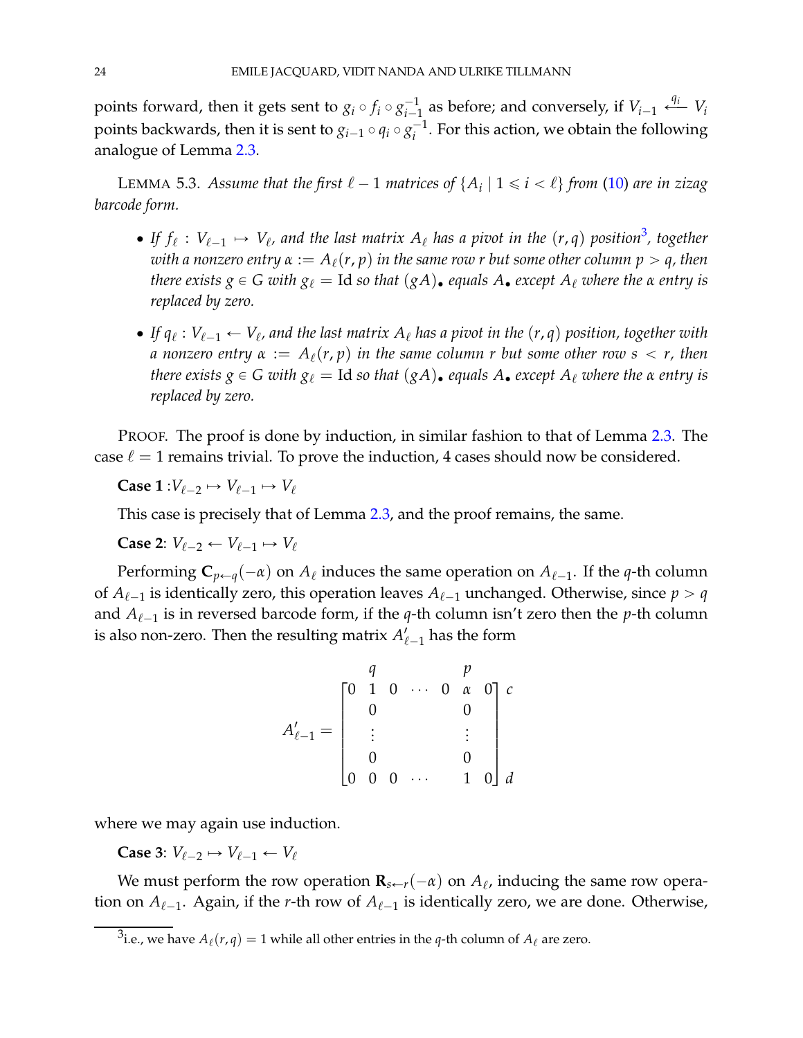points forward, then it gets sent to $g_i \circ f_i \circ g_{i-1}^{-1}$ as before; and conversely, if $V_{i-1} \xleftarrow{q_i} V_i$ points backwards, then it is sent to $g_{i-1} \circ q_i \circ g_i^{-1}$. For this action, we obtain the following analogue of Lemma 2.3.

LEMMA 5.3. *Assume that the first $\ell - 1$ matrices of $\{A_i \mid 1 \leqslant i < \ell\}$ from (10) are in zizag barcode form.*

- *If $f_\ell : V_{\ell-1} \mapsto V_\ell$, and the last matrix $A_\ell$ has a pivot in the $(r, q)$ position[3], together with a nonzero entry $\alpha := A_\ell(r, p)$ in the same row $r$ but some other column $p > q$, then there exists $g \in G$ with $g_\ell = \mathrm{Id}$ so that $(gA)_\bullet$ equals $A_\bullet$ except $A_\ell$ where the $\alpha$ entry is replaced by zero.*
- *If $q_\ell : V_{\ell-1} \leftarrow V_\ell$, and the last matrix $A_\ell$ has a pivot in the $(r, q)$ position, together with a nonzero entry $\alpha := A_\ell(r, p)$ in the same column $r$ but some other row $s < r$, then there exists $g \in G$ with $g_\ell = \mathrm{Id}$ so that $(gA)_\bullet$ equals $A_\bullet$ except $A_\ell$ where the $\alpha$ entry is replaced by zero.*

PROOF. The proof is done by induction, in similar fashion to that of Lemma 2.3. The case $\ell = 1$ remains trivial. To prove the induction, 4 cases should now be considered.

**Case 1** :$V_{\ell-2} \mapsto V_{\ell-1} \mapsto V_\ell$

This case is precisely that of Lemma 2.3, and the proof remains, the same.

**Case 2**: $V_{\ell-2} \leftarrow V_{\ell-1} \mapsto V_\ell$

Performing $\mathbf{C}_{p \leftarrow q}(-\alpha)$ on $A_\ell$ induces the same operation on $A_{\ell-1}$. If the $q$-th column of $A_{\ell-1}$ is identically zero, this operation leaves $A_{\ell-1}$ unchanged. Otherwise, since $p > q$ and $A_{\ell-1}$ is in reversed barcode form, if the $q$-th column isn't zero then the $p$-th column is also non-zero. Then the resulting matrix $A'_{\ell-1}$ has the form

$$A'_{\ell-1} = \begin{bmatrix} 0 & \overset{q}{1} & 0 & \cdots & 0 & \overset{p}{\alpha} & 0 \\ & 0 & & & & 0 & \\ & \vdots & & & & \vdots & \\ & 0 & & & & 0 & \\ 0 & 0 & 0 & \cdots & & 1 & 0 \end{bmatrix} \begin{matrix} c \\ \\ \\ \\ d \end{matrix}$$

where we may again use induction.

**Case 3**: $V_{\ell-2} \mapsto V_{\ell-1} \leftarrow V_\ell$

We must perform the row operation $\mathbf{R}_{s \leftarrow r}(-\alpha)$ on $A_\ell$, inducing the same row operation on $A_{\ell-1}$. Again, if the $r$-th row of $A_{\ell-1}$ is identically zero, we are done. Otherwise,

[3] i.e., we have $A_\ell(r, q) = 1$ while all other entries in the $q$-th column of $A_\ell$ are zero.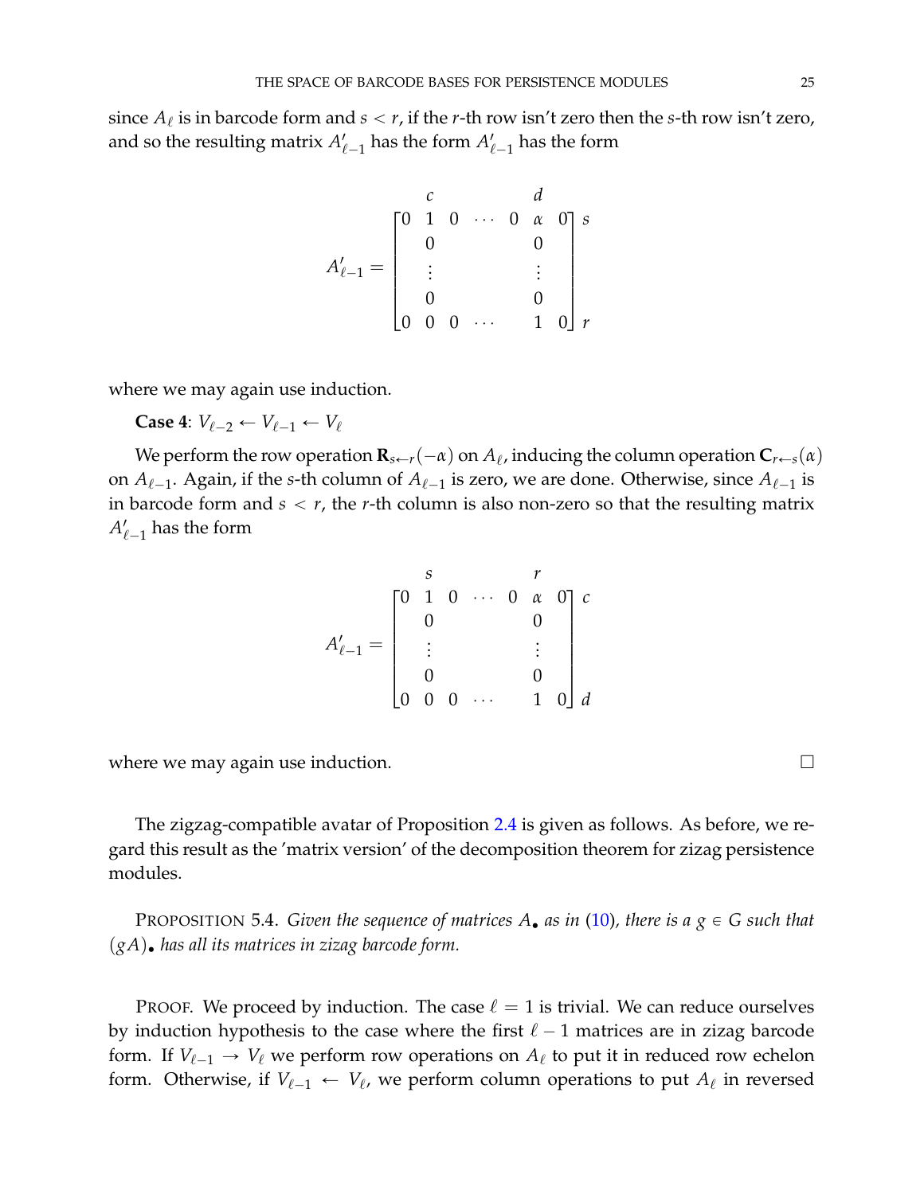since $A_\ell$ is in barcode form and $s < r$, if the $r$-th row isn't zero then the $s$-th row isn't zero, and so the resulting matrix $A'_{\ell-1}$ has the form $A'_{\ell-1}$ has the form

$$
A'_{\ell-1} = \begin{array}{c} \\ \left[\begin{array}{ccccccc} 0 & \overset{c}{1} & 0 & \cdots & 0 & \overset{d}{\alpha} & 0 \\ & 0 & & & & 0 & \\ & \vdots & & & & \vdots & \\ & 0 & & & & 0 & \\ 0 & 0 & 0 & \cdots & & 1 & 0 \end{array}\right] \begin{array}{c} s \\ \\ \\ \\ r \end{array} \end{array}
$$

where we may again use induction.

**Case 4**: $V_{\ell-2} \leftarrow V_{\ell-1} \leftarrow V_\ell$

We perform the row operation $\mathbf{R}_{s\leftarrow r}(-\alpha)$ on $A_\ell$, inducing the column operation $\mathbf{C}_{r\leftarrow s}(\alpha)$ on $A_{\ell-1}$. Again, if the $s$-th column of $A_{\ell-1}$ is zero, we are done. Otherwise, since $A_{\ell-1}$ is in barcode form and $s < r$, the $r$-th column is also non-zero so that the resulting matrix $A'_{\ell-1}$ has the form

$$
A'_{\ell-1} = \begin{array}{c} \\ \left[\begin{array}{ccccccc} 0 & \overset{s}{1} & 0 & \cdots & 0 & \overset{r}{\alpha} & 0 \\ & 0 & & & & 0 & \\ & \vdots & & & & \vdots & \\ & 0 & & & & 0 & \\ 0 & 0 & 0 & \cdots & & 1 & 0 \end{array}\right] \begin{array}{c} c \\ \\ \\ \\ d \end{array} \end{array}
$$

where we may again use induction. □

The zigzag-compatible avatar of Proposition 2.4 is given as follows. As before, we regard this result as the 'matrix version' of the decomposition theorem for zizag persistence modules.

PROPOSITION 5.4. *Given the sequence of matrices $A_\bullet$ as in (10), there is a $g \in G$ such that $(gA)_\bullet$ has all its matrices in zizag barcode form.*

PROOF. We proceed by induction. The case $\ell = 1$ is trivial. We can reduce ourselves by induction hypothesis to the case where the first $\ell - 1$ matrices are in zizag barcode form. If $V_{\ell-1} \to V_\ell$ we perform row operations on $A_\ell$ to put it in reduced row echelon form. Otherwise, if $V_{\ell-1} \leftarrow V_\ell$, we perform column operations to put $A_\ell$ in reversed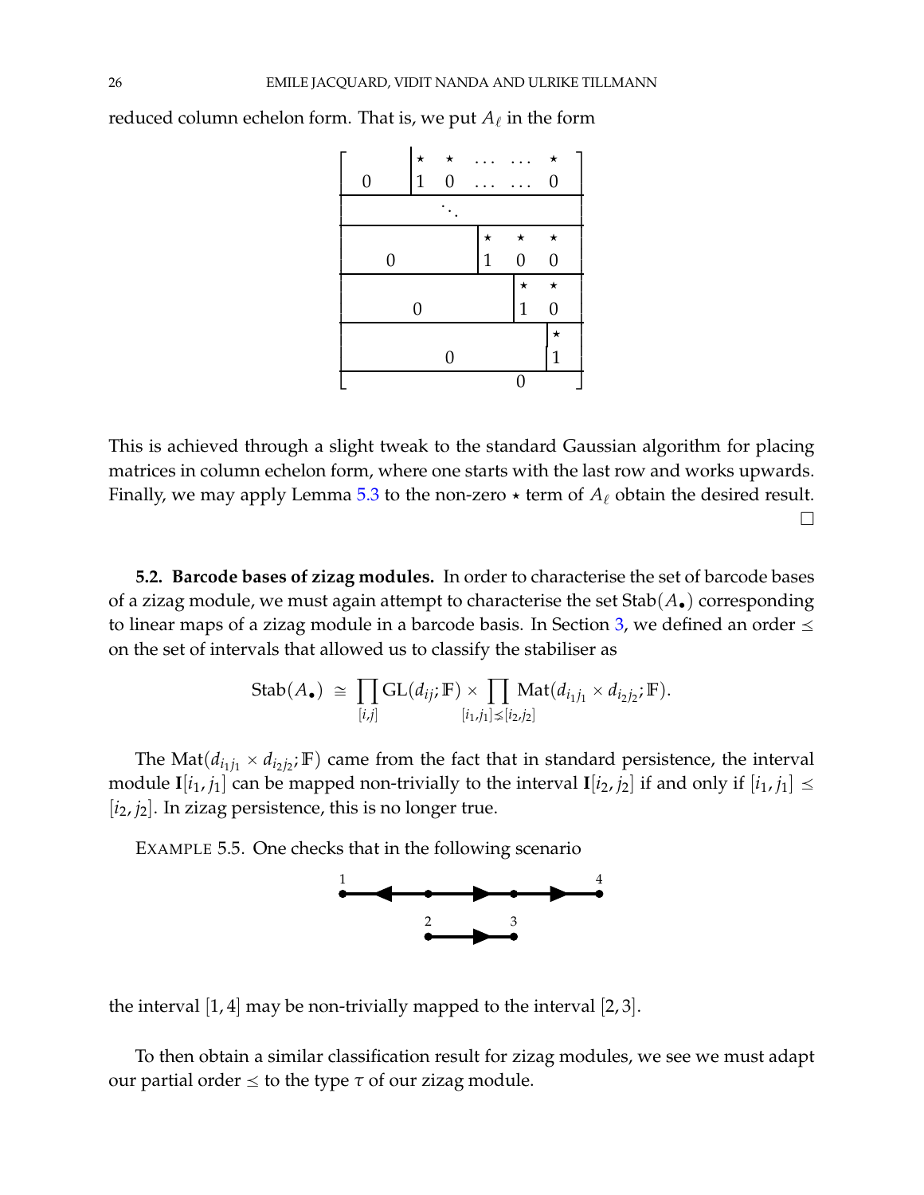reduced column echelon form. That is, we put $A_\ell$ in the form

$$
\begin{bmatrix}
\begin{array}{c|cccccc}
0 & \star & \star & \dots & \dots & \star \\
 & 1 & 0 & \dots & \dots & 0
\end{array} \\
\hline
\ddots \\
\hline
\begin{array}{c|ccc}
0 & \star & \star & \star \\
 & 1 & 0 & 0
\end{array} \\
\hline
\begin{array}{c|cc}
0 & \star & \star \\
 & 1 & 0
\end{array} \\
\hline
\begin{array}{c|c}
0 & \star \\
 & 1
\end{array} \\
\hline
0
\end{bmatrix}
$$

This is achieved through a slight tweak to the standard Gaussian algorithm for placing matrices in column echelon form, where one starts with the last row and works upwards. Finally, we may apply Lemma 5.3 to the non-zero $\star$ term of $A_\ell$ obtain the desired result. $\square$

**5.2. Barcode bases of zizag modules.** In order to characterise the set of barcode bases of a zizag module, we must again attempt to characterise the set $\mathrm{Stab}(A_\bullet)$ corresponding to linear maps of a zizag module in a barcode basis. In Section 3, we defined an order $\preceq$ on the set of intervals that allowed us to classify the stabiliser as

$$\mathrm{Stab}(A_\bullet) \;\cong\; \prod_{[i,j]} \mathrm{GL}(d_{ij};\mathbb{F}) \times \prod_{[i_1,j_1]\precneq[i_2,j_2]} \mathrm{Mat}(d_{i_1j_1} \times d_{i_2j_2};\mathbb{F}).$$

The $\mathrm{Mat}(d_{i_1j_1} \times d_{i_2j_2};\mathbb{F})$ came from the fact that in standard persistence, the interval module $\mathbf{I}[i_1,j_1]$ can be mapped non-trivially to the interval $\mathbf{I}[i_2,j_2]$ if and only if $[i_1,j_1] \preceq [i_2,j_2]$. In zizag persistence, this is no longer true.

EXAMPLE 5.5. One checks that in the following scenario

1 4

2 3

the interval $[1,4]$ may be non-trivially mapped to the interval $[2,3]$.

To then obtain a similar classification result for zizag modules, we see we must adapt our partial order $\preceq$ to the type $\tau$ of our zizag module.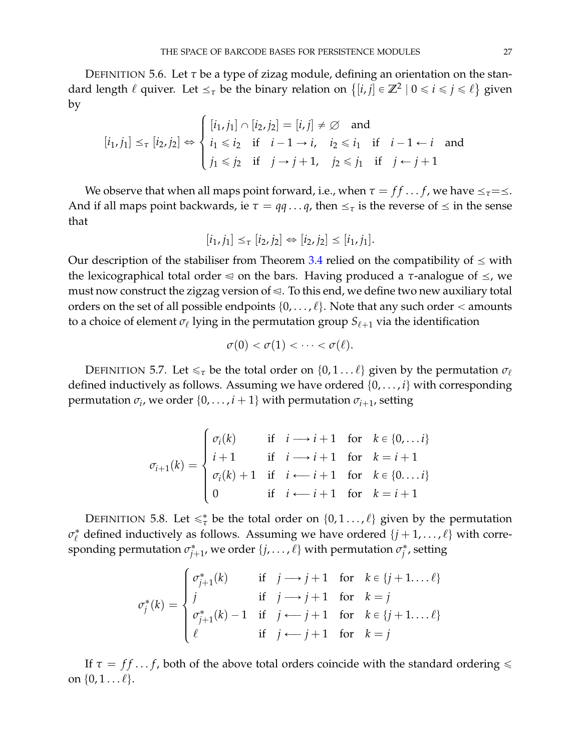DEFINITION 5.6. Let $\tau$ be a type of zizag module, defining an orientation on the standard length $\ell$ quiver. Let $\preceq_\tau$ be the binary relation on $\{[i,j] \in \mathbb{Z}^2 \mid 0 \leqslant i \leqslant j \leqslant \ell\}$ given by

$$[i_1, j_1] \preceq_\tau [i_2, j_2] \Leftrightarrow \begin{cases} [i_1, j_1] \cap [i_2, j_2] = [i, j] \neq \varnothing \quad \text{and} \\ i_1 \leqslant i_2 \quad \text{if} \quad i-1 \to i, \quad i_2 \leqslant i_1 \quad \text{if} \quad i-1 \leftarrow i \quad \text{and} \\ j_1 \leqslant j_2 \quad \text{if} \quad j \to j+1, \quad j_2 \leqslant j_1 \quad \text{if} \quad j \leftarrow j+1 \end{cases}$$

We observe that when all maps point forward, i.e., when $\tau = ff\ldots f$, we have $\preceq_\tau = \preceq$. And if all maps point backwards, ie $\tau = qq\ldots q$, then $\preceq_\tau$ is the reverse of $\preceq$ in the sense that

$$[i_1, j_1] \preceq_\tau [i_2, j_2] \Leftrightarrow [i_2, j_2] \preceq [i_1, j_1].$$

Our description of the stabiliser from Theorem 3.4 relied on the compatibility of $\preceq$ with the lexicographical total order $\trianglelefteq$ on the bars. Having produced a $\tau$-analogue of $\preceq$, we must now construct the zigzag version of $\trianglelefteq$. To this end, we define two new auxiliary total orders on the set of all possible endpoints $\{0, \ldots, \ell\}$. Note that any such order $<$ amounts to a choice of element $\sigma_\ell$ lying in the permutation group $S_{\ell+1}$ via the identification

$$\sigma(0) < \sigma(1) < \cdots < \sigma(\ell).$$

DEFINITION 5.7. Let $\leqslant_\tau$ be the total order on $\{0, 1 \ldots \ell\}$ given by the permutation $\sigma_\ell$ defined inductively as follows. Assuming we have ordered $\{0, \ldots, i\}$ with corresponding permutation $\sigma_i$, we order $\{0, \ldots, i+1\}$ with permutation $\sigma_{i+1}$, setting

$$\sigma_{i+1}(k) = \begin{cases} \sigma_i(k) & \text{if} \quad i \longrightarrow i+1 \quad \text{for} \quad k \in \{0, \ldots i\} \\ i+1 & \text{if} \quad i \longrightarrow i+1 \quad \text{for} \quad k = i+1 \\ \sigma_i(k) + 1 & \text{if} \quad i \longleftarrow i+1 \quad \text{for} \quad k \in \{0 \ldots i\} \\ 0 & \text{if} \quad i \longleftarrow i+1 \quad \text{for} \quad k = i+1 \end{cases}$$

DEFINITION 5.8. Let $\leqslant_\tau^*$ be the total order on $\{0, 1 \ldots, \ell\}$ given by the permutation $\sigma_\ell^*$ defined inductively as follows. Assuming we have ordered $\{j+1, \ldots, \ell\}$ with corresponding permutation $\sigma_{j+1}^*$, we order $\{j, \ldots, \ell\}$ with permutation $\sigma_j^*$, setting

$$\sigma_j^*(k) = \begin{cases} \sigma_{j+1}^*(k) & \text{if} \quad j \longrightarrow j+1 \quad \text{for} \quad k \in \{j+1 \ldots \ell\} \\ j & \text{if} \quad j \longrightarrow j+1 \quad \text{for} \quad k = j \\ \sigma_{j+1}^*(k) - 1 & \text{if} \quad j \longleftarrow j+1 \quad \text{for} \quad k \in \{j+1 \ldots \ell\} \\ \ell & \text{if} \quad j \longleftarrow j+1 \quad \text{for} \quad k = j \end{cases}$$

If $\tau = ff\ldots f$, both of the above total orders coincide with the standard ordering $\leqslant$ on $\{0, 1 \ldots \ell\}$.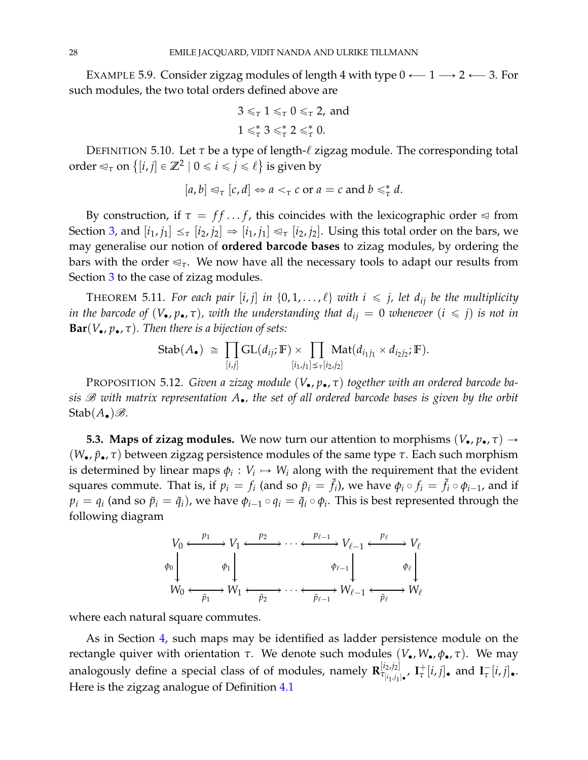EXAMPLE 5.9. Consider zigzag modules of length 4 with type $0 \longleftarrow 1 \longrightarrow 2 \longleftarrow 3$. For such modules, the two total orders defined above are

$$3 \leqslant_\tau 1 \leqslant_\tau 0 \leqslant_\tau 2, \text{ and}$$
$$1 \leqslant_\tau^* 3 \leqslant_\tau^* 2 \leqslant_\tau^* 0.$$

DEFINITION 5.10. Let $\tau$ be a type of length-$\ell$ zigzag module. The corresponding total order $\trianglelefteq_\tau$ on $\{[i,j] \in \mathbb{Z}^2 \mid 0 \leqslant i \leqslant j \leqslant \ell\}$ is given by

$$[a,b] \trianglelefteq_\tau [c,d] \Leftrightarrow a <_\tau c \text{ or } a = c \text{ and } b \leqslant_\tau^* d.$$

By construction, if $\tau = ff \dots f$, this coincides with the lexicographic order $\trianglelefteq$ from Section 3, and $[i_1,j_1] \preceq_\tau [i_2,j_2] \Rightarrow [i_1,j_1] \trianglelefteq_\tau [i_2,j_2]$. Using this total order on the bars, we may generalise our notion of **ordered barcode bases** to zizag modules, by ordering the bars with the order $\trianglelefteq_\tau$. We now have all the necessary tools to adapt our results from Section 3 to the case of zizag modules.

THEOREM 5.11. *For each pair $[i,j]$ in $\{0,1,\dots,\ell\}$ with $i \leqslant j$, let $d_{ij}$ be the multiplicity in the barcode of $(V_\bullet, p_\bullet, \tau)$, with the understanding that $d_{ij} = 0$ whenever $(i \leqslant j)$ is not in $\mathbf{Bar}(V_\bullet, p_\bullet, \tau)$. Then there is a bijection of sets:*

$$\mathrm{Stab}(A_\bullet) \cong \prod_{[i,j]} \mathrm{GL}(d_{ij};\mathbb{F}) \times \prod_{[i_1,j_1] \preceq_\tau [i_2,j_2]} \mathrm{Mat}(d_{i_1j_1} \times d_{i_2j_2};\mathbb{F}).$$

PROPOSITION 5.12. *Given a zizag module $(V_\bullet, p_\bullet, \tau)$ together with an ordered barcode basis $\mathscr{B}$ with matrix representation $A_\bullet$, the set of all ordered barcode bases is given by the orbit $\mathrm{Stab}(A_\bullet)\mathscr{B}$.*

**5.3. Maps of zizag modules.** We now turn our attention to morphisms $(V_\bullet, p_\bullet, \tau) \to (W_\bullet, \tilde{p}_\bullet, \tau)$ between zigzag persistence modules of the same type $\tau$. Each such morphism is determined by linear maps $\phi_i : V_i \mapsto W_i$ along with the requirement that the evident squares commute. That is, if $p_i = f_i$ (and so $\tilde{p}_i = \tilde{f}_i$), we have $\phi_i \circ f_i = \tilde{f}_i \circ \phi_{i-1}$, and if $p_i = q_i$ (and so $\tilde{p}_i = \tilde{q}_i$), we have $\phi_{i-1} \circ q_i = \tilde{q}_i \circ \phi_i$. This is best represented through the following diagram

$$\begin{array}{ccccccccc}
V_0 & \overset{p_1}{\longleftrightarrow} & V_1 & \overset{p_2}{\longleftrightarrow} & \cdots & \overset{p_{\ell-1}}{\longleftrightarrow} & V_{\ell-1} & \overset{p_\ell}{\longleftrightarrow} & V_\ell \\
\downarrow{\scriptstyle \phi_0} & & \downarrow{\scriptstyle \phi_1} & & & & \downarrow{\scriptstyle \phi_{\ell-1}} & & \downarrow{\scriptstyle \phi_\ell} \\
W_0 & \underset{\tilde{p}_1}{\longleftrightarrow} & W_1 & \underset{\tilde{p}_2}{\longleftrightarrow} & \cdots & \underset{\tilde{p}_{\ell-1}}{\longleftrightarrow} & W_{\ell-1} & \underset{\tilde{p}_\ell}{\longleftrightarrow} & W_\ell
\end{array}$$

where each natural square commutes.

As in Section 4, such maps may be identified as ladder persistence module on the rectangle quiver with orientation $\tau$. We denote such modules $(V_\bullet, W_\bullet, \phi_\bullet, \tau)$. We may analogously define a special class of of modules, namely $\mathbf{R}_{\tau[i_1,j_1]_\bullet}^{[i_2,j_2]}$, $\mathbf{I}_\tau^+[i,j]_\bullet$ and $\mathbf{I}_\tau^-[i,j]_\bullet$. Here is the zigzag analogue of Definition 4.1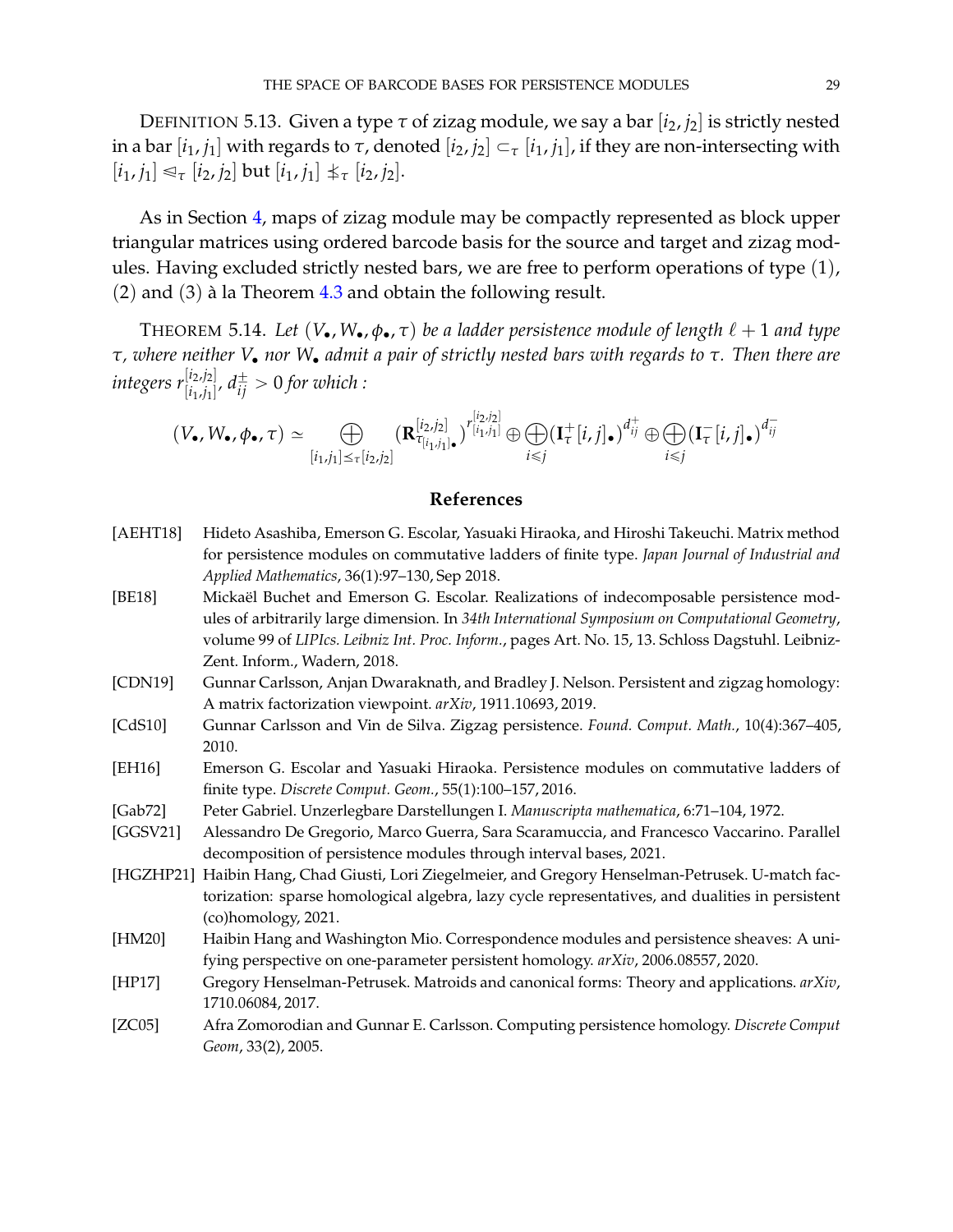Definition 5.13. Given a type $\tau$ of zizag module, we say a bar $[i_2, j_2]$ is strictly nested in a bar $[i_1, j_1]$ with regards to $\tau$, denoted $[i_2, j_2] \subset_\tau [i_1, j_1]$, if they are non-intersecting with $[i_1, j_1] \trianglelefteq_\tau [i_2, j_2]$ but $[i_1, j_1] \not\leq_\tau [i_2, j_2]$.

As in Section 4, maps of zizag module may be compactly represented as block upper triangular matrices using ordered barcode basis for the source and target and zizag modules. Having excluded strictly nested bars, we are free to perform operations of type (1), (2) and (3) à la Theorem 4.3 and obtain the following result.

Theorem 5.14. *Let $(V_\bullet, W_\bullet, \phi_\bullet, \tau)$ be a ladder persistence module of length $\ell + 1$ and type $\tau$, where neither $V_\bullet$ nor $W_\bullet$ admit a pair of strictly nested bars with regards to $\tau$. Then there are integers $r_{[i_1,j_1]}^{[i_2,j_2]}$, $d_{ij}^{\pm} > 0$ for which :*

$$(V_\bullet, W_\bullet, \phi_\bullet, \tau) \simeq \bigoplus_{[i_1,j_1] \preceq_\tau [i_2,j_2]} \left(\mathbf{R}^{[i_2,j_2]}_{\tau_{[i_1,j_1]_\bullet}}\right)^{r_{[i_1,j_1]}^{[i_2,j_2]}} \oplus \bigoplus_{i \leqslant j} \left(\mathbf{I}^+_\tau[i,j]_\bullet\right)^{d^+_{ij}} \oplus \bigoplus_{i \leqslant j} \left(\mathbf{I}^-_\tau[i,j]_\bullet\right)^{d^-_{ij}}$$

## References

[AEHT18] Hideto Asashiba, Emerson G. Escolar, Yasuaki Hiraoka, and Hiroshi Takeuchi. Matrix method for persistence modules on commutative ladders of finite type. *Japan Journal of Industrial and Applied Mathematics*, 36(1):97–130, Sep 2018.

[BE18] Mickaël Buchet and Emerson G. Escolar. Realizations of indecomposable persistence modules of arbitrarily large dimension. In *34th International Symposium on Computational Geometry*, volume 99 of *LIPIcs. Leibniz Int. Proc. Inform.*, pages Art. No. 15, 13. Schloss Dagstuhl. Leibniz-Zent. Inform., Wadern, 2018.

[CDN19] Gunnar Carlsson, Anjan Dwaraknath, and Bradley J. Nelson. Persistent and zigzag homology: A matrix factorization viewpoint. *arXiv*, 1911.10693, 2019.

[CdS10] Gunnar Carlsson and Vin de Silva. Zigzag persistence. *Found. Comput. Math.*, 10(4):367–405, 2010.

[EH16] Emerson G. Escolar and Yasuaki Hiraoka. Persistence modules on commutative ladders of finite type. *Discrete Comput. Geom.*, 55(1):100–157, 2016.

[Gab72] Peter Gabriel. Unzerlegbare Darstellungen I. *Manuscripta mathematica*, 6:71–104, 1972.

[GGSV21] Alessandro De Gregorio, Marco Guerra, Sara Scaramuccia, and Francesco Vaccarino. Parallel decomposition of persistence modules through interval bases, 2021.

[HGZHP21] Haibin Hang, Chad Giusti, Lori Ziegelmeier, and Gregory Henselman-Petrusek. U-match factorization: sparse homological algebra, lazy cycle representatives, and dualities in persistent (co)homology, 2021.

[HM20] Haibin Hang and Washington Mio. Correspondence modules and persistence sheaves: A unifying perspective on one-parameter persistent homology. *arXiv*, 2006.08557, 2020.

[HP17] Gregory Henselman-Petrusek. Matroids and canonical forms: Theory and applications. *arXiv*, 1710.06084, 2017.

[ZC05] Afra Zomorodian and Gunnar E. Carlsson. Computing persistence homology. *Discrete Comput Geom*, 33(2), 2005.